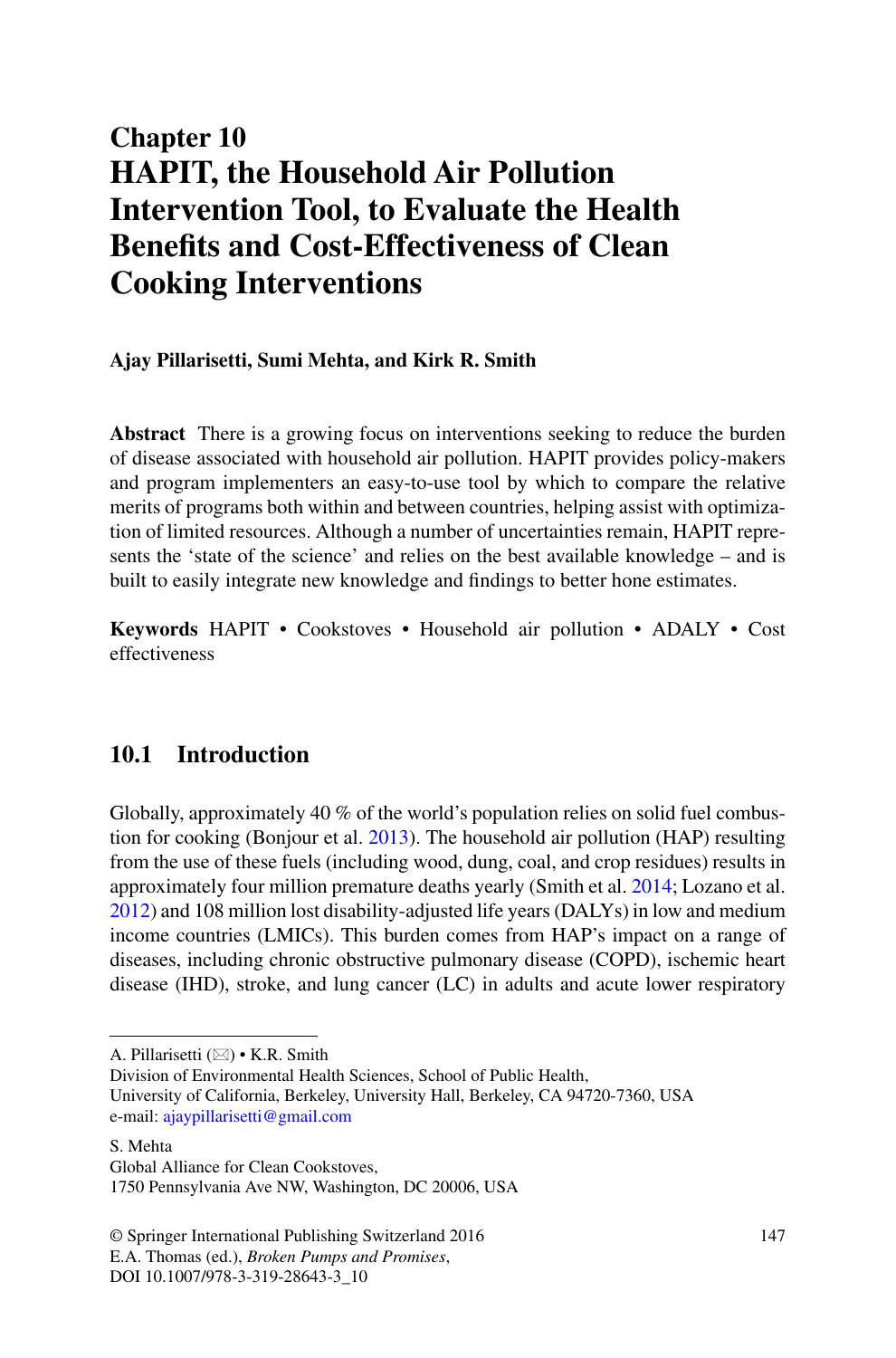# Chapter 10
# HAPIT, the Household Air Pollution Intervention Tool, to Evaluate the Health Benefits and Cost-Effectiveness of Clean Cooking Interventions

**Ajay Pillarisetti, Sumi Mehta, and Kirk R. Smith**

**Abstract** There is a growing focus on interventions seeking to reduce the burden of disease associated with household air pollution. HAPIT provides policy-makers and program implementers an easy-to-use tool by which to compare the relative merits of programs both within and between countries, helping assist with optimization of limited resources. Although a number of uncertainties remain, HAPIT represents the 'state of the science' and relies on the best available knowledge – and is built to easily integrate new knowledge and findings to better hone estimates.

**Keywords** HAPIT • Cookstoves • Household air pollution • ADALY • Cost effectiveness

## 10.1 Introduction

Globally, approximately 40 % of the world's population relies on solid fuel combustion for cooking (Bonjour et al. 2013). The household air pollution (HAP) resulting from the use of these fuels (including wood, dung, coal, and crop residues) results in approximately four million premature deaths yearly (Smith et al. 2014; Lozano et al. 2012) and 108 million lost disability-adjusted life years (DALYs) in low and medium income countries (LMICs). This burden comes from HAP's impact on a range of diseases, including chronic obstructive pulmonary disease (COPD), ischemic heart disease (IHD), stroke, and lung cancer (LC) in adults and acute lower respiratory

---

A. Pillarisetti (✉) • K.R. Smith
Division of Environmental Health Sciences, School of Public Health,
University of California, Berkeley, University Hall, Berkeley, CA 94720-7360, USA
e-mail: ajaypillarisetti@gmail.com

S. Mehta
Global Alliance for Clean Cookstoves,
1750 Pennsylvania Ave NW, Washington, DC 20006, USA

© Springer International Publishing Switzerland 2016
E.A. Thomas (ed.), *Broken Pumps and Promises*,
DOI 10.1007/978-3-319-28643-3_10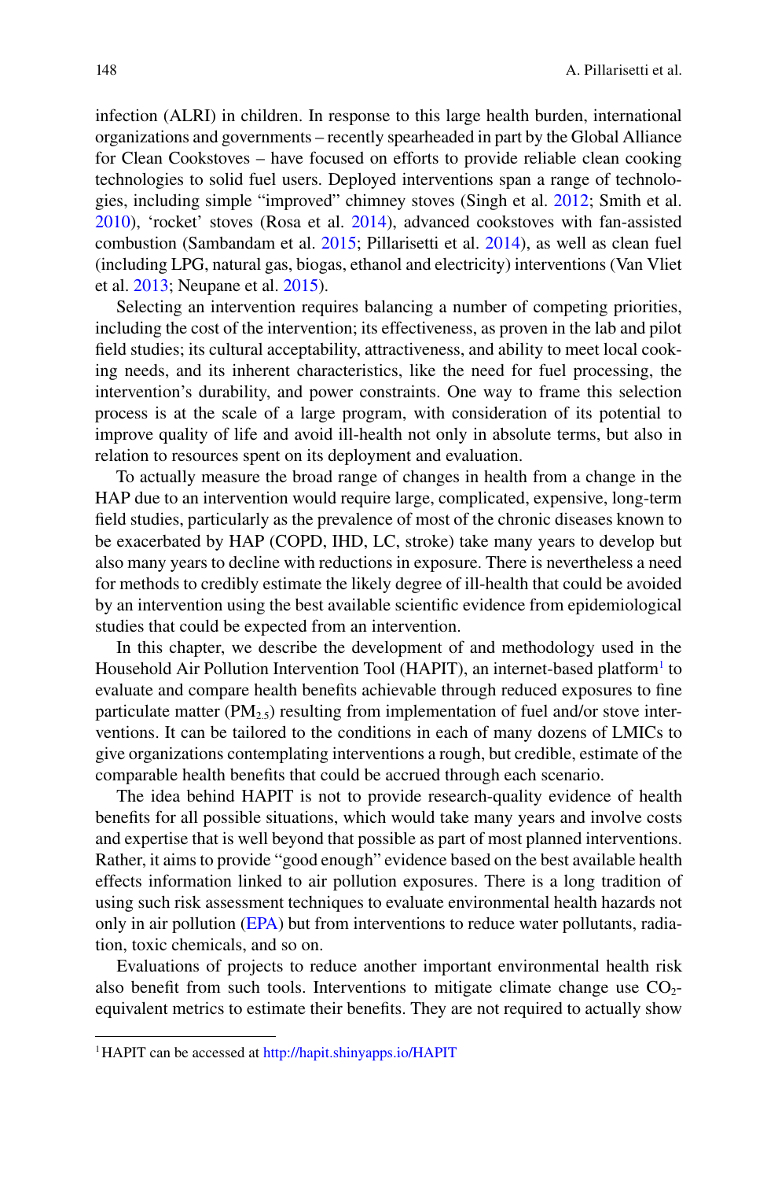infection (ALRI) in children. In response to this large health burden, international organizations and governments – recently spearheaded in part by the Global Alliance for Clean Cookstoves – have focused on efforts to provide reliable clean cooking technologies to solid fuel users. Deployed interventions span a range of technologies, including simple "improved" chimney stoves (Singh et al. 2012; Smith et al. 2010), 'rocket' stoves (Rosa et al. 2014), advanced cookstoves with fan-assisted combustion (Sambandam et al. 2015; Pillarisetti et al. 2014), as well as clean fuel (including LPG, natural gas, biogas, ethanol and electricity) interventions (Van Vliet et al. 2013; Neupane et al. 2015).

Selecting an intervention requires balancing a number of competing priorities, including the cost of the intervention; its effectiveness, as proven in the lab and pilot field studies; its cultural acceptability, attractiveness, and ability to meet local cooking needs, and its inherent characteristics, like the need for fuel processing, the intervention's durability, and power constraints. One way to frame this selection process is at the scale of a large program, with consideration of its potential to improve quality of life and avoid ill-health not only in absolute terms, but also in relation to resources spent on its deployment and evaluation.

To actually measure the broad range of changes in health from a change in the HAP due to an intervention would require large, complicated, expensive, long-term field studies, particularly as the prevalence of most of the chronic diseases known to be exacerbated by HAP (COPD, IHD, LC, stroke) take many years to develop but also many years to decline with reductions in exposure. There is nevertheless a need for methods to credibly estimate the likely degree of ill-health that could be avoided by an intervention using the best available scientific evidence from epidemiological studies that could be expected from an intervention.

In this chapter, we describe the development of and methodology used in the Household Air Pollution Intervention Tool (HAPIT), an internet-based platform[1] to evaluate and compare health benefits achievable through reduced exposures to fine particulate matter ($PM_{2.5}$) resulting from implementation of fuel and/or stove interventions. It can be tailored to the conditions in each of many dozens of LMICs to give organizations contemplating interventions a rough, but credible, estimate of the comparable health benefits that could be accrued through each scenario.

The idea behind HAPIT is not to provide research-quality evidence of health benefits for all possible situations, which would take many years and involve costs and expertise that is well beyond that possible as part of most planned interventions. Rather, it aims to provide "good enough" evidence based on the best available health effects information linked to air pollution exposures. There is a long tradition of using such risk assessment techniques to evaluate environmental health hazards not only in air pollution (EPA) but from interventions to reduce water pollutants, radiation, toxic chemicals, and so on.

Evaluations of projects to reduce another important environmental health risk also benefit from such tools. Interventions to mitigate climate change use $CO_2$-equivalent metrics to estimate their benefits. They are not required to actually show

[1] HAPIT can be accessed at http://hapit.shinyapps.io/HAPIT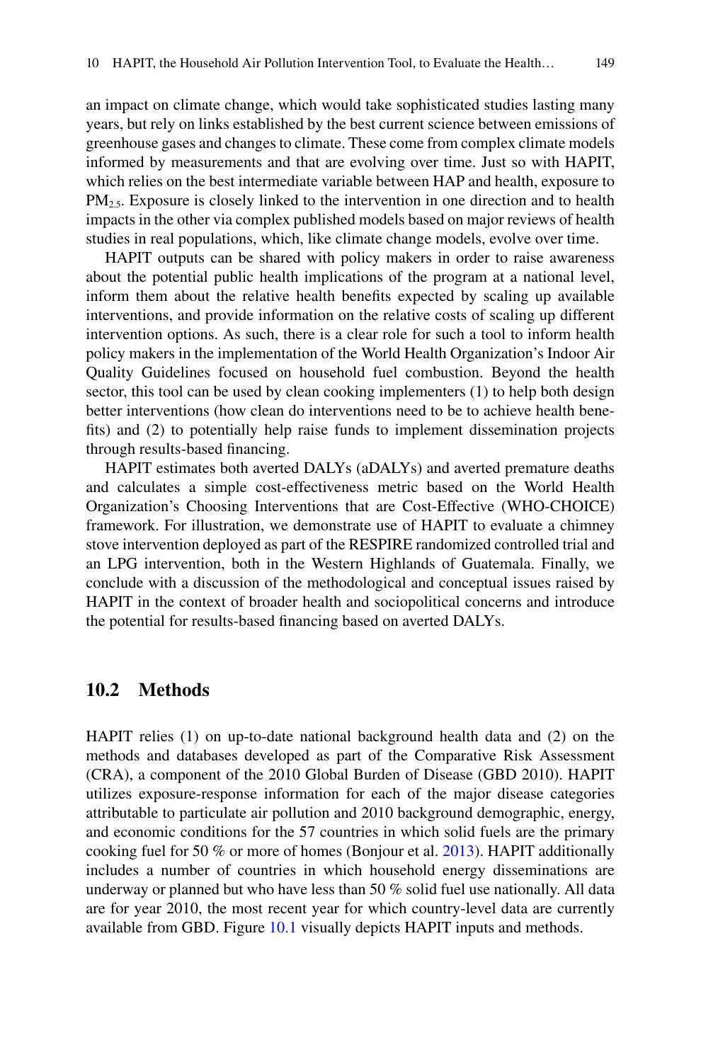an impact on climate change, which would take sophisticated studies lasting many years, but rely on links established by the best current science between emissions of greenhouse gases and changes to climate. These come from complex climate models informed by measurements and that are evolving over time. Just so with HAPIT, which relies on the best intermediate variable between HAP and health, exposure to $PM_{2.5}$. Exposure is closely linked to the intervention in one direction and to health impacts in the other via complex published models based on major reviews of health studies in real populations, which, like climate change models, evolve over time.

HAPIT outputs can be shared with policy makers in order to raise awareness about the potential public health implications of the program at a national level, inform them about the relative health benefits expected by scaling up available interventions, and provide information on the relative costs of scaling up different intervention options. As such, there is a clear role for such a tool to inform health policy makers in the implementation of the World Health Organization's Indoor Air Quality Guidelines focused on household fuel combustion. Beyond the health sector, this tool can be used by clean cooking implementers (1) to help both design better interventions (how clean do interventions need to be to achieve health benefits) and (2) to potentially help raise funds to implement dissemination projects through results-based financing.

HAPIT estimates both averted DALYs (aDALYs) and averted premature deaths and calculates a simple cost-effectiveness metric based on the World Health Organization's Choosing Interventions that are Cost-Effective (WHO-CHOICE) framework. For illustration, we demonstrate use of HAPIT to evaluate a chimney stove intervention deployed as part of the RESPIRE randomized controlled trial and an LPG intervention, both in the Western Highlands of Guatemala. Finally, we conclude with a discussion of the methodological and conceptual issues raised by HAPIT in the context of broader health and sociopolitical concerns and introduce the potential for results-based financing based on averted DALYs.

## 10.2 Methods

HAPIT relies (1) on up-to-date national background health data and (2) on the methods and databases developed as part of the Comparative Risk Assessment (CRA), a component of the 2010 Global Burden of Disease (GBD 2010). HAPIT utilizes exposure-response information for each of the major disease categories attributable to particulate air pollution and 2010 background demographic, energy, and economic conditions for the 57 countries in which solid fuels are the primary cooking fuel for 50 % or more of homes (Bonjour et al. 2013). HAPIT additionally includes a number of countries in which household energy disseminations are underway or planned but who have less than 50 % solid fuel use nationally. All data are for year 2010, the most recent year for which country-level data are currently available from GBD. Figure 10.1 visually depicts HAPIT inputs and methods.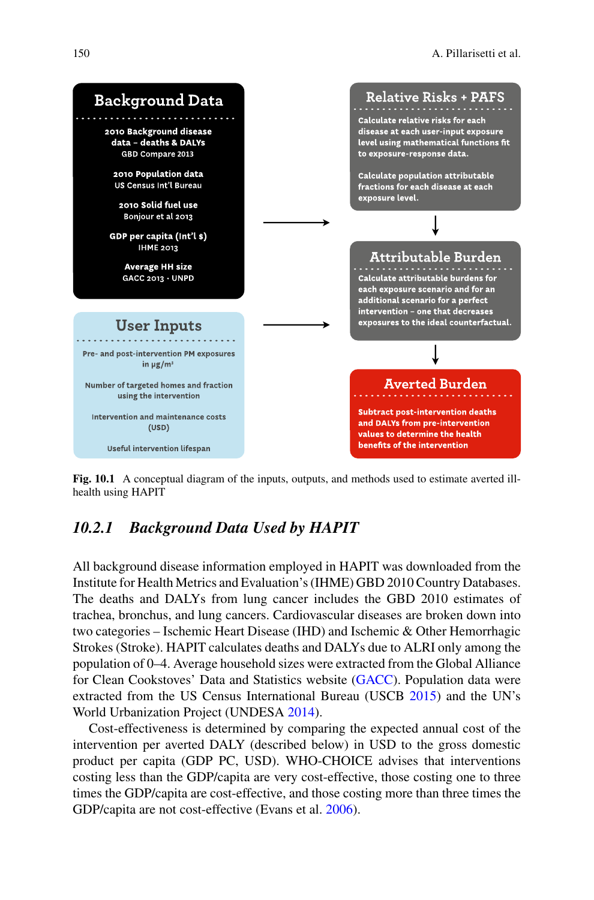**Background Data**

2010 Background disease data – deaths & DALYs
GBD Compare 2013

2010 Population data
US Census Int'l Bureau

2010 Solid fuel use
Bonjour et al 2013

GDP per capita (Int'l $)
IHME 2013

Average HH size
GACC 2013 · UNPD

**User Inputs**

Pre- and post-intervention PM exposures in μg/m³

Number of targeted homes and fraction using the intervention

Intervention and maintenance costs (USD)

Useful intervention lifespan

**Relative Risks + PAFS**

Calculate relative risks for each disease at each user-input exposure level using mathematical functions fit to exposure-response data.

Calculate population attributable fractions for each disease at each exposure level.

**Attributable Burden**

Calculate attributable burdens for each exposure scenario and for an additional scenario for a perfect intervention – one that decreases exposures to the ideal counterfactual.

**Averted Burden**

Subtract post-intervention deaths and DALYs from pre-intervention values to determine the health benefits of the intervention

**Fig. 10.1** A conceptual diagram of the inputs, outputs, and methods used to estimate averted ill-health using HAPIT

### *10.2.1 Background Data Used by HAPIT*

All background disease information employed in HAPIT was downloaded from the Institute for Health Metrics and Evaluation's (IHME) GBD 2010 Country Databases. The deaths and DALYs from lung cancer includes the GBD 2010 estimates of trachea, bronchus, and lung cancers. Cardiovascular diseases are broken down into two categories – Ischemic Heart Disease (IHD) and Ischemic & Other Hemorrhagic Strokes (Stroke). HAPIT calculates deaths and DALYs due to ALRI only among the population of 0–4. Average household sizes were extracted from the Global Alliance for Clean Cookstoves' Data and Statistics website (GACC). Population data were extracted from the US Census International Bureau (USCB 2015) and the UN's World Urbanization Project (UNDESA 2014).

Cost-effectiveness is determined by comparing the expected annual cost of the intervention per averted DALY (described below) in USD to the gross domestic product per capita (GDP PC, USD). WHO-CHOICE advises that interventions costing less than the GDP/capita are very cost-effective, those costing one to three times the GDP/capita are cost-effective, and those costing more than three times the GDP/capita are not cost-effective (Evans et al. 2006).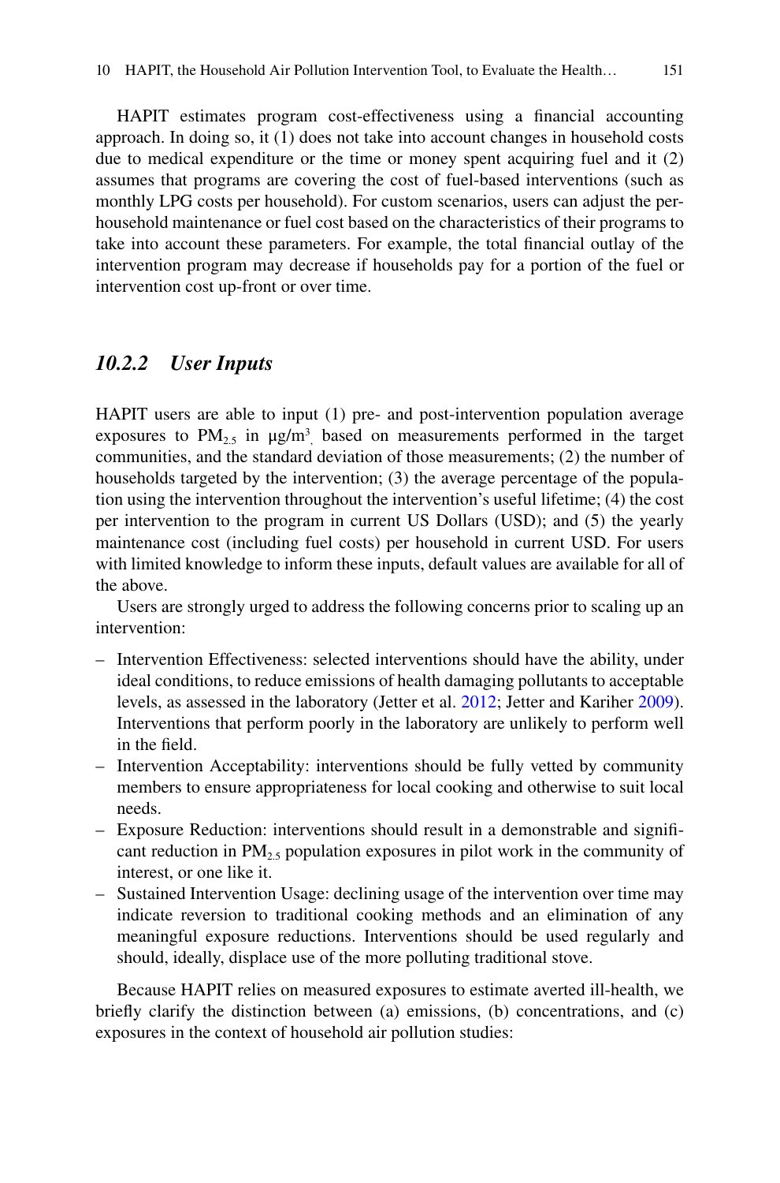HAPIT estimates program cost-effectiveness using a financial accounting approach. In doing so, it (1) does not take into account changes in household costs due to medical expenditure or the time or money spent acquiring fuel and it (2) assumes that programs are covering the cost of fuel-based interventions (such as monthly LPG costs per household). For custom scenarios, users can adjust the per-household maintenance or fuel cost based on the characteristics of their programs to take into account these parameters. For example, the total financial outlay of the intervention program may decrease if households pay for a portion of the fuel or intervention cost up-front or over time.

### *10.2.2 User Inputs*

HAPIT users are able to input (1) pre- and post-intervention population average exposures to $PM_{2.5}$ in μg/$m^3$, based on measurements performed in the target communities, and the standard deviation of those measurements; (2) the number of households targeted by the intervention; (3) the average percentage of the population using the intervention throughout the intervention's useful lifetime; (4) the cost per intervention to the program in current US Dollars (USD); and (5) the yearly maintenance cost (including fuel costs) per household in current USD. For users with limited knowledge to inform these inputs, default values are available for all of the above.

Users are strongly urged to address the following concerns prior to scaling up an intervention:

- Intervention Effectiveness: selected interventions should have the ability, under ideal conditions, to reduce emissions of health damaging pollutants to acceptable levels, as assessed in the laboratory (Jetter et al. 2012; Jetter and Kariher 2009). Interventions that perform poorly in the laboratory are unlikely to perform well in the field.
- Intervention Acceptability: interventions should be fully vetted by community members to ensure appropriateness for local cooking and otherwise to suit local needs.
- Exposure Reduction: interventions should result in a demonstrable and significant reduction in $PM_{2.5}$ population exposures in pilot work in the community of interest, or one like it.
- Sustained Intervention Usage: declining usage of the intervention over time may indicate reversion to traditional cooking methods and an elimination of any meaningful exposure reductions. Interventions should be used regularly and should, ideally, displace use of the more polluting traditional stove.

Because HAPIT relies on measured exposures to estimate averted ill-health, we briefly clarify the distinction between (a) emissions, (b) concentrations, and (c) exposures in the context of household air pollution studies: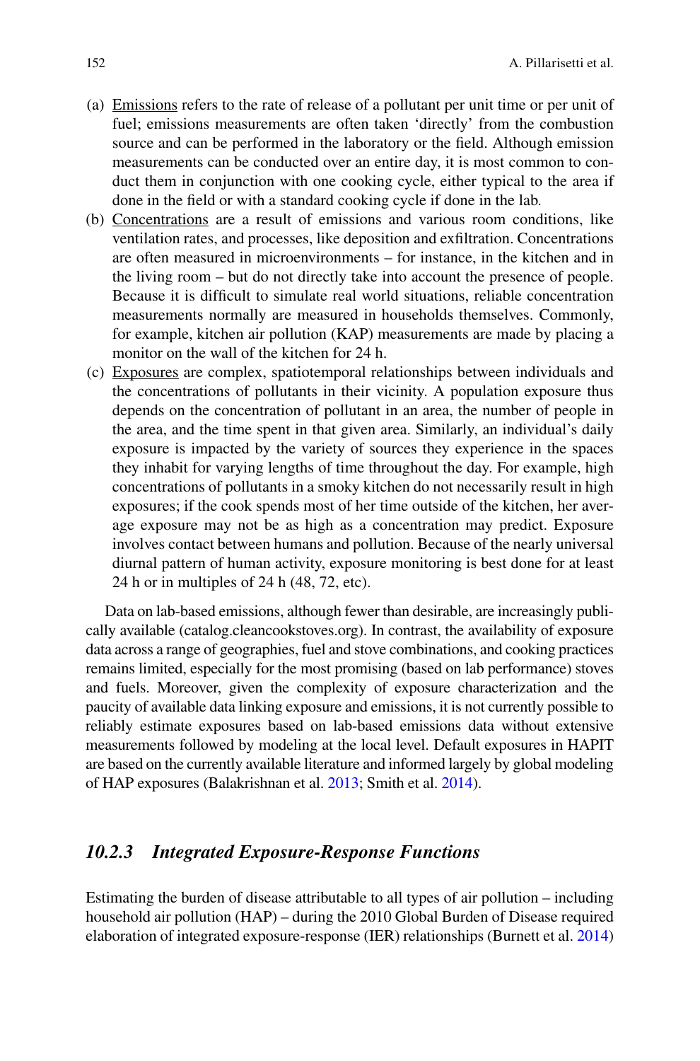(a) Emissions refers to the rate of release of a pollutant per unit time or per unit of fuel; emissions measurements are often taken 'directly' from the combustion source and can be performed in the laboratory or the field. Although emission measurements can be conducted over an entire day, it is most common to conduct them in conjunction with one cooking cycle, either typical to the area if done in the field or with a standard cooking cycle if done in the lab.

(b) Concentrations are a result of emissions and various room conditions, like ventilation rates, and processes, like deposition and exfiltration. Concentrations are often measured in microenvironments – for instance, in the kitchen and in the living room – but do not directly take into account the presence of people. Because it is difficult to simulate real world situations, reliable concentration measurements normally are measured in households themselves. Commonly, for example, kitchen air pollution (KAP) measurements are made by placing a monitor on the wall of the kitchen for 24 h.

(c) Exposures are complex, spatiotemporal relationships between individuals and the concentrations of pollutants in their vicinity. A population exposure thus depends on the concentration of pollutant in an area, the number of people in the area, and the time spent in that given area. Similarly, an individual's daily exposure is impacted by the variety of sources they experience in the spaces they inhabit for varying lengths of time throughout the day. For example, high concentrations of pollutants in a smoky kitchen do not necessarily result in high exposures; if the cook spends most of her time outside of the kitchen, her average exposure may not be as high as a concentration may predict. Exposure involves contact between humans and pollution. Because of the nearly universal diurnal pattern of human activity, exposure monitoring is best done for at least 24 h or in multiples of 24 h (48, 72, etc).

Data on lab-based emissions, although fewer than desirable, are increasingly publically available (catalog.cleancookstoves.org). In contrast, the availability of exposure data across a range of geographies, fuel and stove combinations, and cooking practices remains limited, especially for the most promising (based on lab performance) stoves and fuels. Moreover, given the complexity of exposure characterization and the paucity of available data linking exposure and emissions, it is not currently possible to reliably estimate exposures based on lab-based emissions data without extensive measurements followed by modeling at the local level. Default exposures in HAPIT are based on the currently available literature and informed largely by global modeling of HAP exposures (Balakrishnan et al. 2013; Smith et al. 2014).

### *10.2.3 Integrated Exposure-Response Functions*

Estimating the burden of disease attributable to all types of air pollution – including household air pollution (HAP) – during the 2010 Global Burden of Disease required elaboration of integrated exposure-response (IER) relationships (Burnett et al. 2014)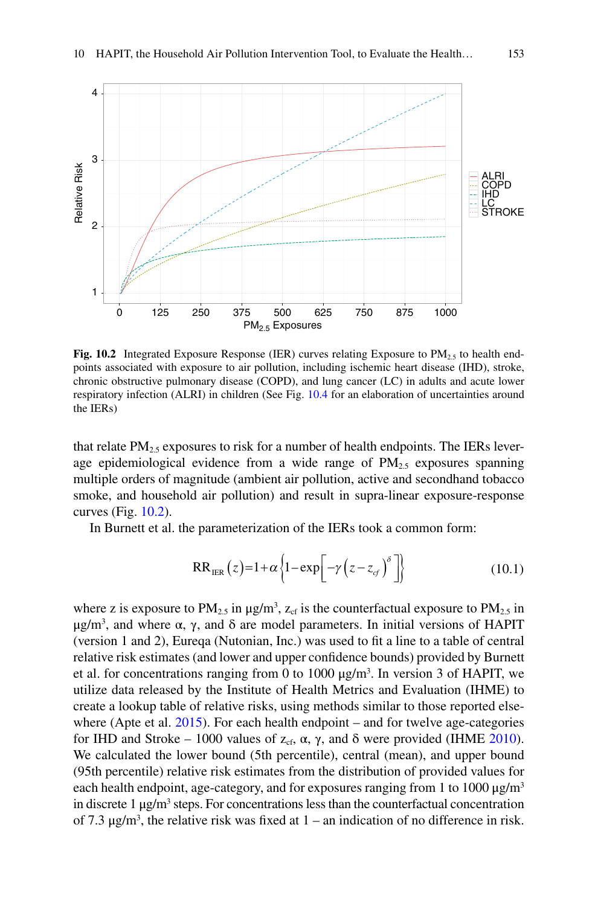**Fig. 10.2** Integrated Exposure Response (IER) curves relating Exposure to $PM_{2.5}$ to health endpoints associated with exposure to air pollution, including ischemic heart disease (IHD), stroke, chronic obstructive pulmonary disease (COPD), and lung cancer (LC) in adults and acute lower respiratory infection (ALRI) in children (See Fig. 10.4 for an elaboration of uncertainties around the IERs)

that relate $PM_{2.5}$ exposures to risk for a number of health endpoints. The IERs leverage epidemiological evidence from a wide range of $PM_{2.5}$ exposures spanning multiple orders of magnitude (ambient air pollution, active and secondhand tobacco smoke, and household air pollution) and result in supra-linear exposure-response curves (Fig. 10.2).

In Burnett et al. the parameterization of the IERs took a common form:

$$RR_{IER}(z) = 1 + \alpha \left\{ 1 - \exp\left[ -\gamma \left( z - z_{cf} \right)^{\delta} \right] \right\} \tag{10.1}$$

where z is exposure to $PM_{2.5}$ in μg/m³, $z_{cf}$ is the counterfactual exposure to $PM_{2.5}$ in μg/m³, and where α, γ, and δ are model parameters. In initial versions of HAPIT (version 1 and 2), Eureqa (Nutonian, Inc.) was used to fit a line to a table of central relative risk estimates (and lower and upper confidence bounds) provided by Burnett et al. for concentrations ranging from 0 to 1000 μg/m³. In version 3 of HAPIT, we utilize data released by the Institute of Health Metrics and Evaluation (IHME) to create a lookup table of relative risks, using methods similar to those reported elsewhere (Apte et al. 2015). For each health endpoint – and for twelve age-categories for IHD and Stroke – 1000 values of $z_{cf}$, α, γ, and δ were provided (IHME 2010). We calculated the lower bound (5th percentile), central (mean), and upper bound (95th percentile) relative risk estimates from the distribution of provided values for each health endpoint, age-category, and for exposures ranging from 1 to 1000 μg/m³ in discrete 1 μg/m³ steps. For concentrations less than the counterfactual concentration of 7.3 μg/m³, the relative risk was fixed at 1 – an indication of no difference in risk.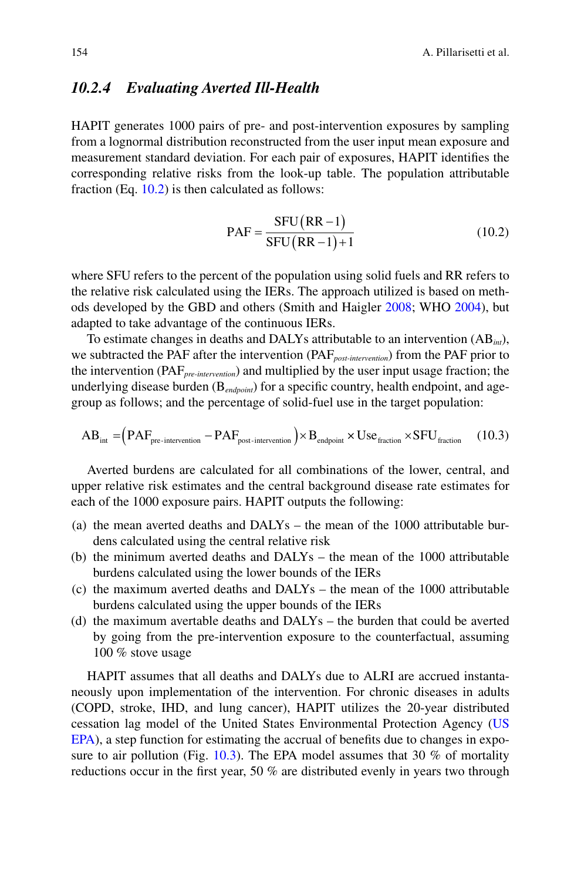### 10.2.4 *Evaluating Averted Ill-Health*

HAPIT generates 1000 pairs of pre- and post-intervention exposures by sampling from a lognormal distribution reconstructed from the user input mean exposure and measurement standard deviation. For each pair of exposures, HAPIT identifies the corresponding relative risks from the look-up table. The population attributable fraction (Eq. 10.2) is then calculated as follows:

$$\text{PAF} = \frac{\text{SFU}(\text{RR}-1)}{\text{SFU}(\text{RR}-1)+1} \tag{10.2}$$

where SFU refers to the percent of the population using solid fuels and RR refers to the relative risk calculated using the IERs. The approach utilized is based on methods developed by the GBD and others (Smith and Haigler 2008; WHO 2004), but adapted to take advantage of the continuous IERs.

To estimate changes in deaths and DALYs attributable to an intervention ($\text{AB}_{int}$), we subtracted the PAF after the intervention ($\text{PAF}_{post\text{-}intervention}$) from the PAF prior to the intervention ($\text{PAF}_{pre\text{-}intervention}$) and multiplied by the user input usage fraction; the underlying disease burden ($\text{B}_{endpoint}$) for a specific country, health endpoint, and age-group as follows; and the percentage of solid-fuel use in the target population:

$$\text{AB}_{\text{int}} = \left(\text{PAF}_{\text{pre-intervention}} - \text{PAF}_{\text{post-intervention}}\right) \times \text{B}_{\text{endpoint}} \times \text{Use}_{\text{fraction}} \times \text{SFU}_{\text{fraction}} \tag{10.3}$$

Averted burdens are calculated for all combinations of the lower, central, and upper relative risk estimates and the central background disease rate estimates for each of the 1000 exposure pairs. HAPIT outputs the following:

(a) the mean averted deaths and DALYs – the mean of the 1000 attributable burdens calculated using the central relative risk
(b) the minimum averted deaths and DALYs – the mean of the 1000 attributable burdens calculated using the lower bounds of the IERs
(c) the maximum averted deaths and DALYs – the mean of the 1000 attributable burdens calculated using the upper bounds of the IERs
(d) the maximum avertable deaths and DALYs – the burden that could be averted by going from the pre-intervention exposure to the counterfactual, assuming 100 % stove usage

HAPIT assumes that all deaths and DALYs due to ALRI are accrued instantaneously upon implementation of the intervention. For chronic diseases in adults (COPD, stroke, IHD, and lung cancer), HAPIT utilizes the 20-year distributed cessation lag model of the United States Environmental Protection Agency (US EPA), a step function for estimating the accrual of benefits due to changes in exposure to air pollution (Fig. 10.3). The EPA model assumes that 30 % of mortality reductions occur in the first year, 50 % are distributed evenly in years two through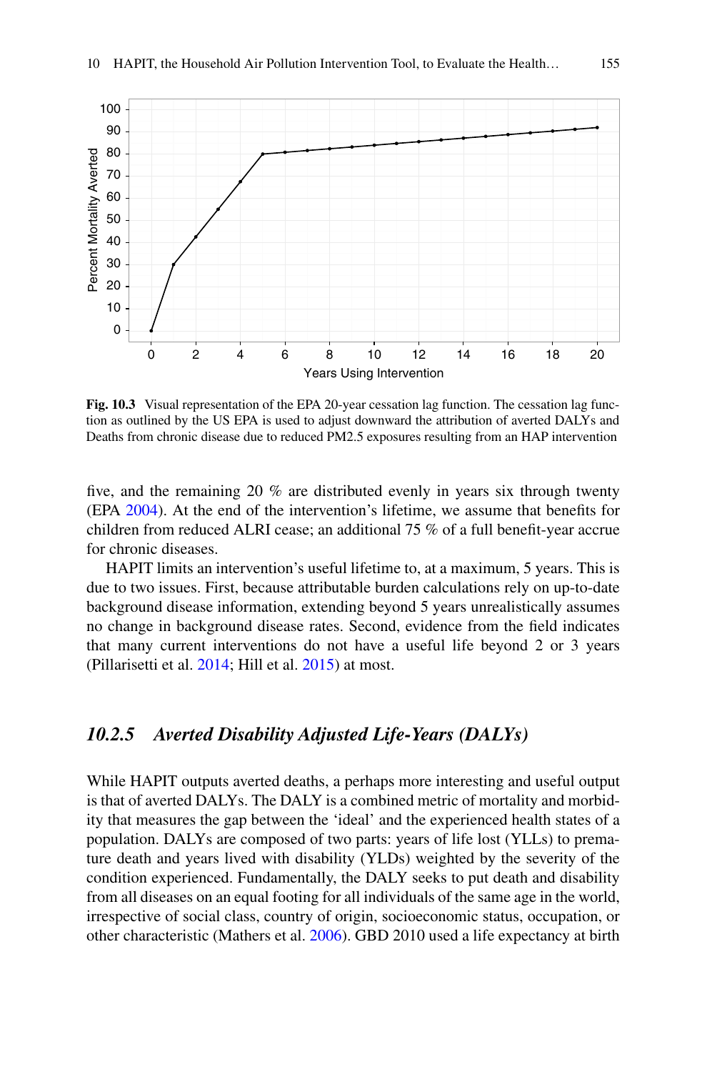**Fig. 10.3** Visual representation of the EPA 20-year cessation lag function. The cessation lag function as outlined by the US EPA is used to adjust downward the attribution of averted DALYs and Deaths from chronic disease due to reduced PM2.5 exposures resulting from an HAP intervention

five, and the remaining 20 % are distributed evenly in years six through twenty (EPA 2004). At the end of the intervention's lifetime, we assume that benefits for children from reduced ALRI cease; an additional 75 % of a full benefit-year accrue for chronic diseases.

HAPIT limits an intervention's useful lifetime to, at a maximum, 5 years. This is due to two issues. First, because attributable burden calculations rely on up-to-date background disease information, extending beyond 5 years unrealistically assumes no change in background disease rates. Second, evidence from the field indicates that many current interventions do not have a useful life beyond 2 or 3 years (Pillarisetti et al. 2014; Hill et al. 2015) at most.

### *10.2.5 Averted Disability Adjusted Life-Years (DALYs)*

While HAPIT outputs averted deaths, a perhaps more interesting and useful output is that of averted DALYs. The DALY is a combined metric of mortality and morbidity that measures the gap between the 'ideal' and the experienced health states of a population. DALYs are composed of two parts: years of life lost (YLLs) to premature death and years lived with disability (YLDs) weighted by the severity of the condition experienced. Fundamentally, the DALY seeks to put death and disability from all diseases on an equal footing for all individuals of the same age in the world, irrespective of social class, country of origin, socioeconomic status, occupation, or other characteristic (Mathers et al. 2006). GBD 2010 used a life expectancy at birth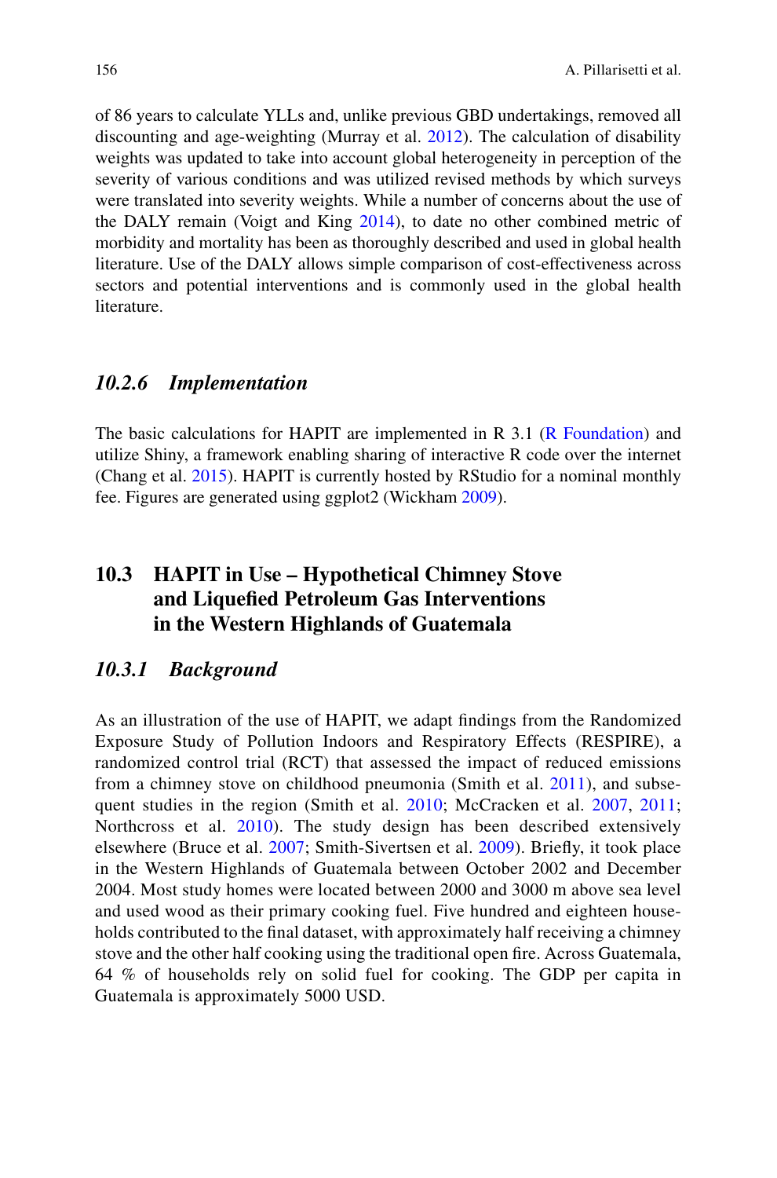of 86 years to calculate YLLs and, unlike previous GBD undertakings, removed all discounting and age-weighting (Murray et al. 2012). The calculation of disability weights was updated to take into account global heterogeneity in perception of the severity of various conditions and was utilized revised methods by which surveys were translated into severity weights. While a number of concerns about the use of the DALY remain (Voigt and King 2014), to date no other combined metric of morbidity and mortality has been as thoroughly described and used in global health literature. Use of the DALY allows simple comparison of cost-effectiveness across sectors and potential interventions and is commonly used in the global health literature.

### *10.2.6 Implementation*

The basic calculations for HAPIT are implemented in R 3.1 (R Foundation) and utilize Shiny, a framework enabling sharing of interactive R code over the internet (Chang et al. 2015). HAPIT is currently hosted by RStudio for a nominal monthly fee. Figures are generated using ggplot2 (Wickham 2009).

## 10.3 HAPIT in Use – Hypothetical Chimney Stove and Liquefied Petroleum Gas Interventions in the Western Highlands of Guatemala

### *10.3.1 Background*

As an illustration of the use of HAPIT, we adapt findings from the Randomized Exposure Study of Pollution Indoors and Respiratory Effects (RESPIRE), a randomized control trial (RCT) that assessed the impact of reduced emissions from a chimney stove on childhood pneumonia (Smith et al. 2011), and subsequent studies in the region (Smith et al. 2010; McCracken et al. 2007, 2011; Northcross et al. 2010). The study design has been described extensively elsewhere (Bruce et al. 2007; Smith-Sivertsen et al. 2009). Briefly, it took place in the Western Highlands of Guatemala between October 2002 and December 2004. Most study homes were located between 2000 and 3000 m above sea level and used wood as their primary cooking fuel. Five hundred and eighteen households contributed to the final dataset, with approximately half receiving a chimney stove and the other half cooking using the traditional open fire. Across Guatemala, 64 % of households rely on solid fuel for cooking. The GDP per capita in Guatemala is approximately 5000 USD.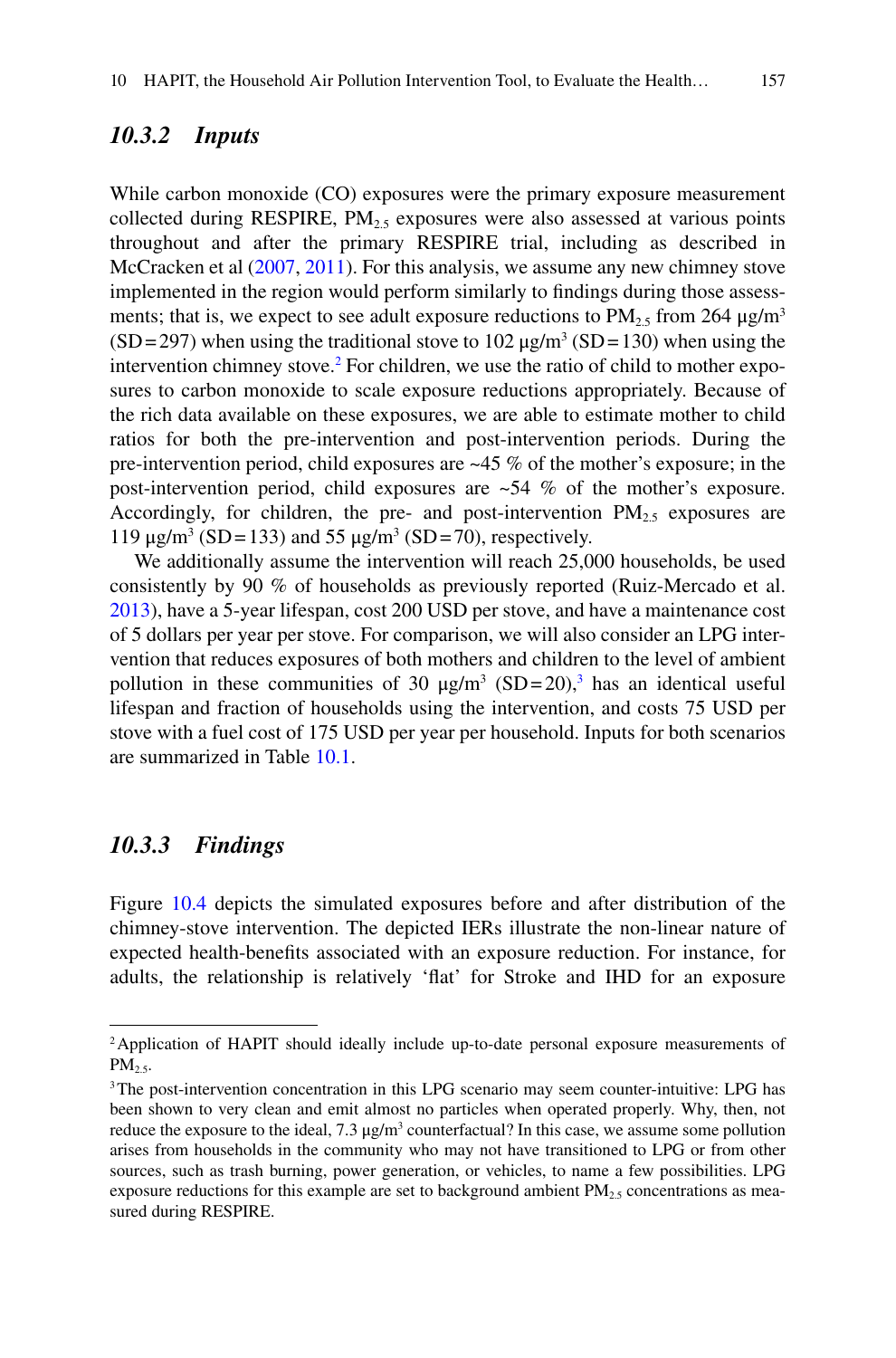### *10.3.2 Inputs*

While carbon monoxide (CO) exposures were the primary exposure measurement collected during RESPIRE, $PM_{2.5}$ exposures were also assessed at various points throughout and after the primary RESPIRE trial, including as described in McCracken et al (2007, 2011). For this analysis, we assume any new chimney stove implemented in the region would perform similarly to findings during those assessments; that is, we expect to see adult exposure reductions to $PM_{2.5}$ from 264 μg/m$^3$ (SD = 297) when using the traditional stove to 102 μg/m$^3$ (SD = 130) when using the intervention chimney stove.[2] For children, we use the ratio of child to mother exposures to carbon monoxide to scale exposure reductions appropriately. Because of the rich data available on these exposures, we are able to estimate mother to child ratios for both the pre-intervention and post-intervention periods. During the pre-intervention period, child exposures are ~45 % of the mother's exposure; in the post-intervention period, child exposures are ~54 % of the mother's exposure. Accordingly, for children, the pre- and post-intervention $PM_{2.5}$ exposures are 119 μg/m$^3$ (SD = 133) and 55 μg/m$^3$ (SD = 70), respectively.

We additionally assume the intervention will reach 25,000 households, be used consistently by 90 % of households as previously reported (Ruiz-Mercado et al. 2013), have a 5-year lifespan, cost 200 USD per stove, and have a maintenance cost of 5 dollars per year per stove. For comparison, we will also consider an LPG intervention that reduces exposures of both mothers and children to the level of ambient pollution in these communities of 30 μg/m$^3$ (SD = 20),[3] has an identical useful lifespan and fraction of households using the intervention, and costs 75 USD per stove with a fuel cost of 175 USD per year per household. Inputs for both scenarios are summarized in Table 10.1.

### *10.3.3 Findings*

Figure 10.4 depicts the simulated exposures before and after distribution of the chimney-stove intervention. The depicted IERs illustrate the non-linear nature of expected health-benefits associated with an exposure reduction. For instance, for adults, the relationship is relatively 'flat' for Stroke and IHD for an exposure

---

[2] Application of HAPIT should ideally include up-to-date personal exposure measurements of $PM_{2.5}$.

[3] The post-intervention concentration in this LPG scenario may seem counter-intuitive: LPG has been shown to very clean and emit almost no particles when operated properly. Why, then, not reduce the exposure to the ideal, 7.3 μg/m$^3$ counterfactual? In this case, we assume some pollution arises from households in the community who may not have transitioned to LPG or from other sources, such as trash burning, power generation, or vehicles, to name a few possibilities. LPG exposure reductions for this example are set to background ambient $PM_{2.5}$ concentrations as measured during RESPIRE.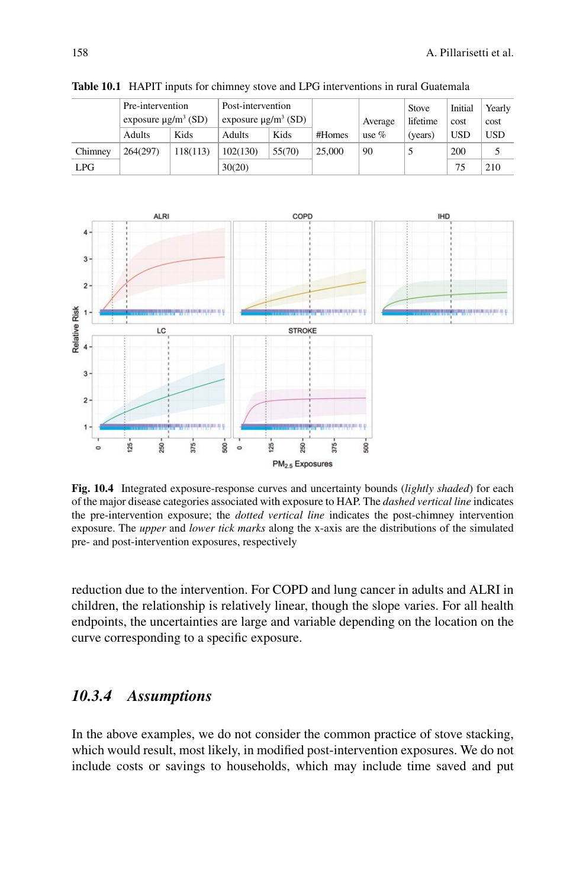**Table 10.1** HAPIT inputs for chimney stove and LPG interventions in rural Guatemala

| | Pre-intervention exposure μg/m³ (SD) | | Post-intervention exposure μg/m³ (SD) | | #Homes | Average use % | Stove lifetime (years) | Initial cost USD | Yearly cost USD |
|---|---|---|---|---|---|---|---|---|---|
| | Adults | Kids | Adults | Kids | | | | | |
| Chimney | 264(297) | 118(113) | 102(130) | 55(70) | 25,000 | 90 | 5 | 200 | 5 |
| LPG | | | 30(20) | | | | | 75 | 210 |

**Fig. 10.4** Integrated exposure-response curves and uncertainty bounds (*lightly shaded*) for each of the major disease categories associated with exposure to HAP. The *dashed vertical line* indicates the pre-intervention exposure; the *dotted vertical line* indicates the post-chimney intervention exposure. The *upper* and *lower tick marks* along the x-axis are the distributions of the simulated pre- and post-intervention exposures, respectively

reduction due to the intervention. For COPD and lung cancer in adults and ALRI in children, the relationship is relatively linear, though the slope varies. For all health endpoints, the uncertainties are large and variable depending on the location on the curve corresponding to a specific exposure.

### *10.3.4 Assumptions*

In the above examples, we do not consider the common practice of stove stacking, which would result, most likely, in modified post-intervention exposures. We do not include costs or savings to households, which may include time saved and put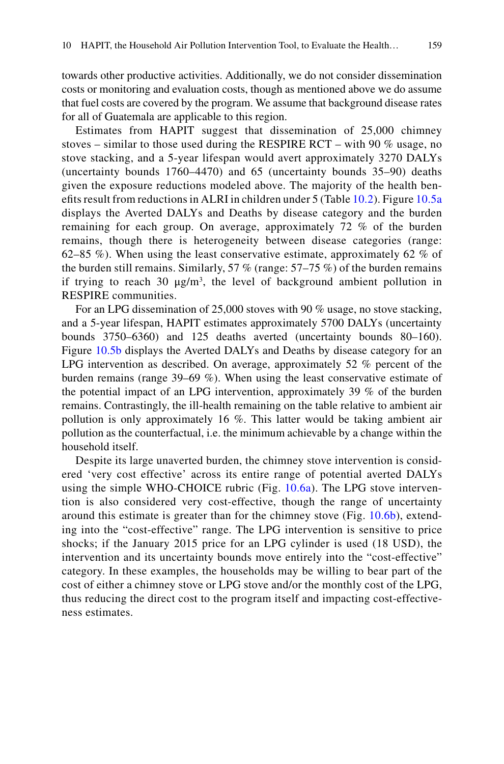towards other productive activities. Additionally, we do not consider dissemination costs or monitoring and evaluation costs, though as mentioned above we do assume that fuel costs are covered by the program. We assume that background disease rates for all of Guatemala are applicable to this region.

Estimates from HAPIT suggest that dissemination of 25,000 chimney stoves – similar to those used during the RESPIRE RCT – with 90 % usage, no stove stacking, and a 5-year lifespan would avert approximately 3270 DALYs (uncertainty bounds 1760–4470) and 65 (uncertainty bounds 35–90) deaths given the exposure reductions modeled above. The majority of the health benefits result from reductions in ALRI in children under 5 (Table 10.2). Figure 10.5a displays the Averted DALYs and Deaths by disease category and the burden remaining for each group. On average, approximately 72 % of the burden remains, though there is heterogeneity between disease categories (range: 62–85 %). When using the least conservative estimate, approximately 62 % of the burden still remains. Similarly, 57 % (range: 57–75 %) of the burden remains if trying to reach 30 μg/m³, the level of background ambient pollution in RESPIRE communities.

For an LPG dissemination of 25,000 stoves with 90 % usage, no stove stacking, and a 5-year lifespan, HAPIT estimates approximately 5700 DALYs (uncertainty bounds 3750–6360) and 125 deaths averted (uncertainty bounds 80–160). Figure 10.5b displays the Averted DALYs and Deaths by disease category for an LPG intervention as described. On average, approximately 52 % percent of the burden remains (range 39–69 %). When using the least conservative estimate of the potential impact of an LPG intervention, approximately 39 % of the burden remains. Contrastingly, the ill-health remaining on the table relative to ambient air pollution is only approximately 16 %. This latter would be taking ambient air pollution as the counterfactual, i.e. the minimum achievable by a change within the household itself.

Despite its large unaverted burden, the chimney stove intervention is considered 'very cost effective' across its entire range of potential averted DALYs using the simple WHO-CHOICE rubric (Fig. 10.6a). The LPG stove intervention is also considered very cost-effective, though the range of uncertainty around this estimate is greater than for the chimney stove (Fig. 10.6b), extending into the "cost-effective" range. The LPG intervention is sensitive to price shocks; if the January 2015 price for an LPG cylinder is used (18 USD), the intervention and its uncertainty bounds move entirely into the "cost-effective" category. In these examples, the households may be willing to bear part of the cost of either a chimney stove or LPG stove and/or the monthly cost of the LPG, thus reducing the direct cost to the program itself and impacting cost-effectiveness estimates.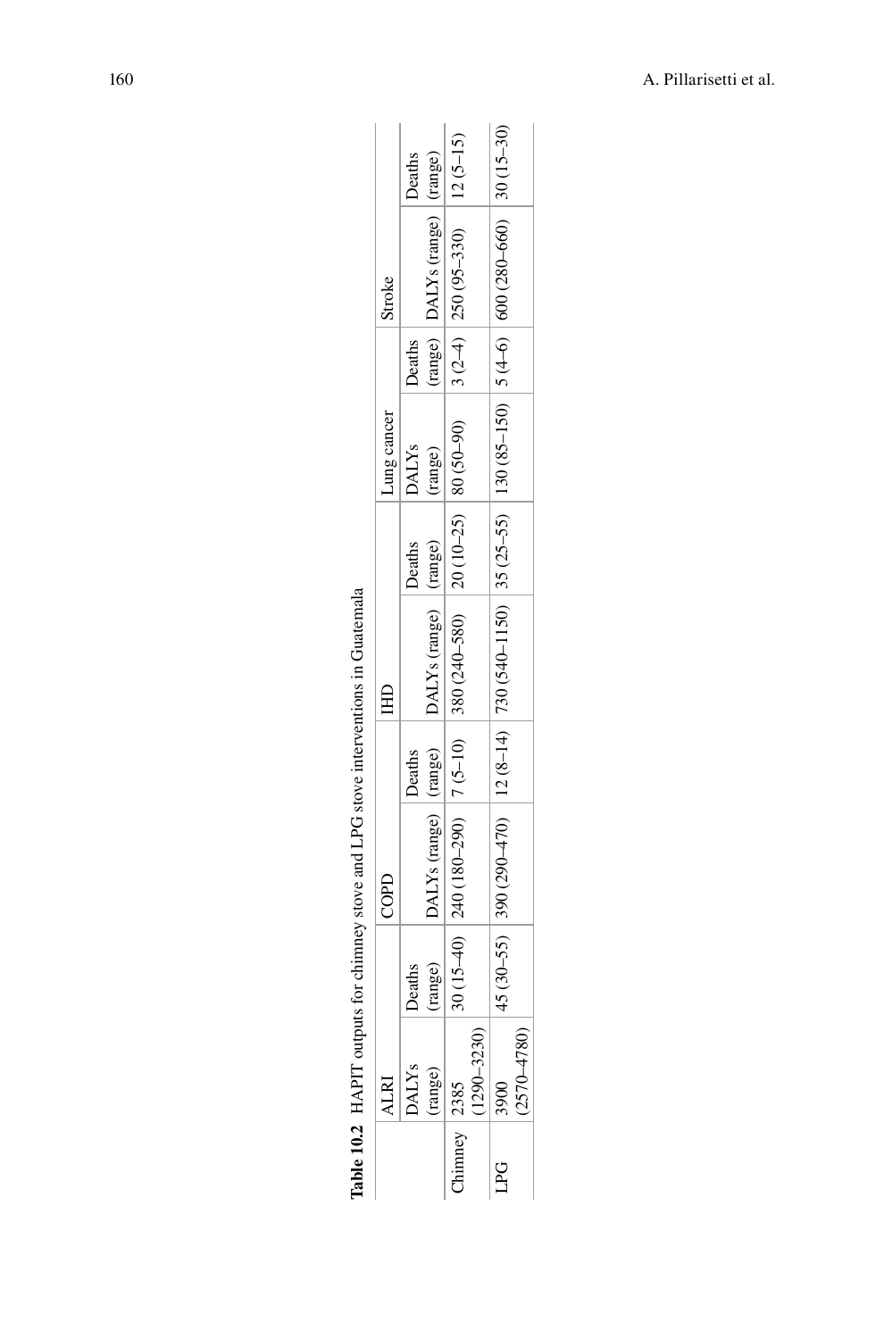**Table 10.2** HAPIT outputs for chimney stove and LPG stove interventions in Guatemala

| | ALRI | | COPD | | IHD | | Lung cancer | | Stroke | |
|---|---|---|---|---|---|---|---|---|---|---|
| | DALYs (range) | Deaths (range) | DALYs (range) | Deaths (range) | DALYs (range) | Deaths (range) | DALYs (range) | Deaths (range) | DALYs (range) | Deaths (range) |
| Chimney | 2385 (1290–3230) | 30 (15–40) | 240 (180–290) | 7 (5–10) | 380 (240–580) | 20 (10–25) | 80 (50–90) | 3 (2–4) | 250 (95–330) | 12 (5–15) |
| LPG | 3900 (2570–4780) | 45 (30–55) | 390 (290–470) | 12 (8–14) | 730 (540–1150) | 35 (25–55) | 130 (85–150) | 5 (4–6) | 600 (280–660) | 30 (15–30) |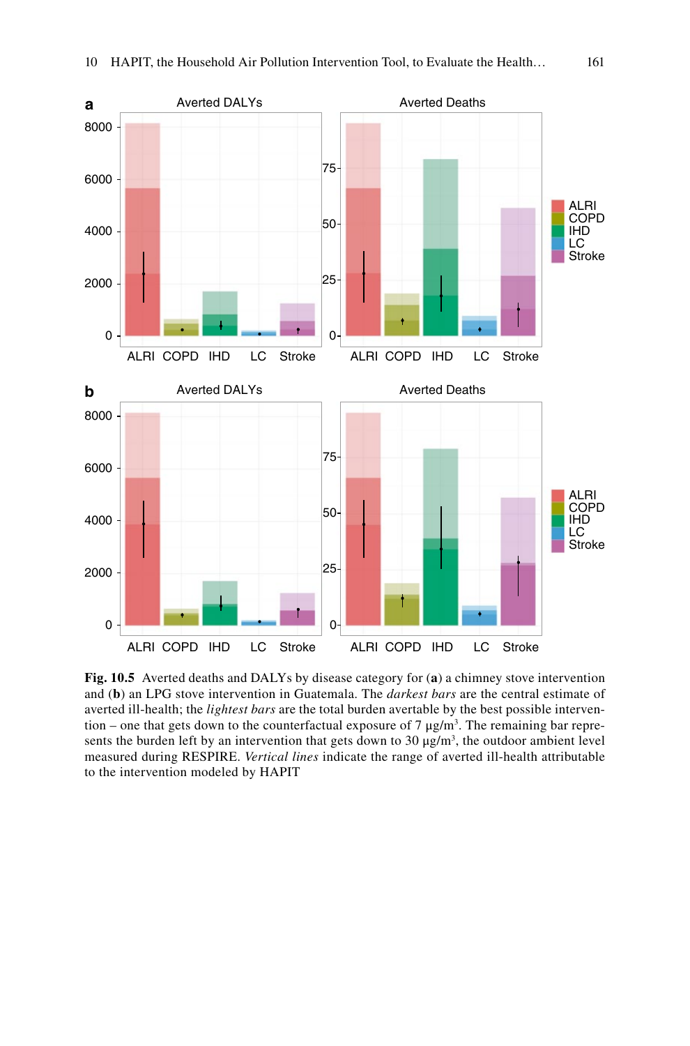**Fig. 10.5** Averted deaths and DALYs by disease category for (**a**) a chimney stove intervention and (**b**) an LPG stove intervention in Guatemala. The *darkest bars* are the central estimate of averted ill-health; the *lightest bars* are the total burden avertable by the best possible intervention – one that gets down to the counterfactual exposure of 7 μg/m³. The remaining bar represents the burden left by an intervention that gets down to 30 μg/m³, the outdoor ambient level measured during RESPIRE. *Vertical lines* indicate the range of averted ill-health attributable to the intervention modeled by HAPIT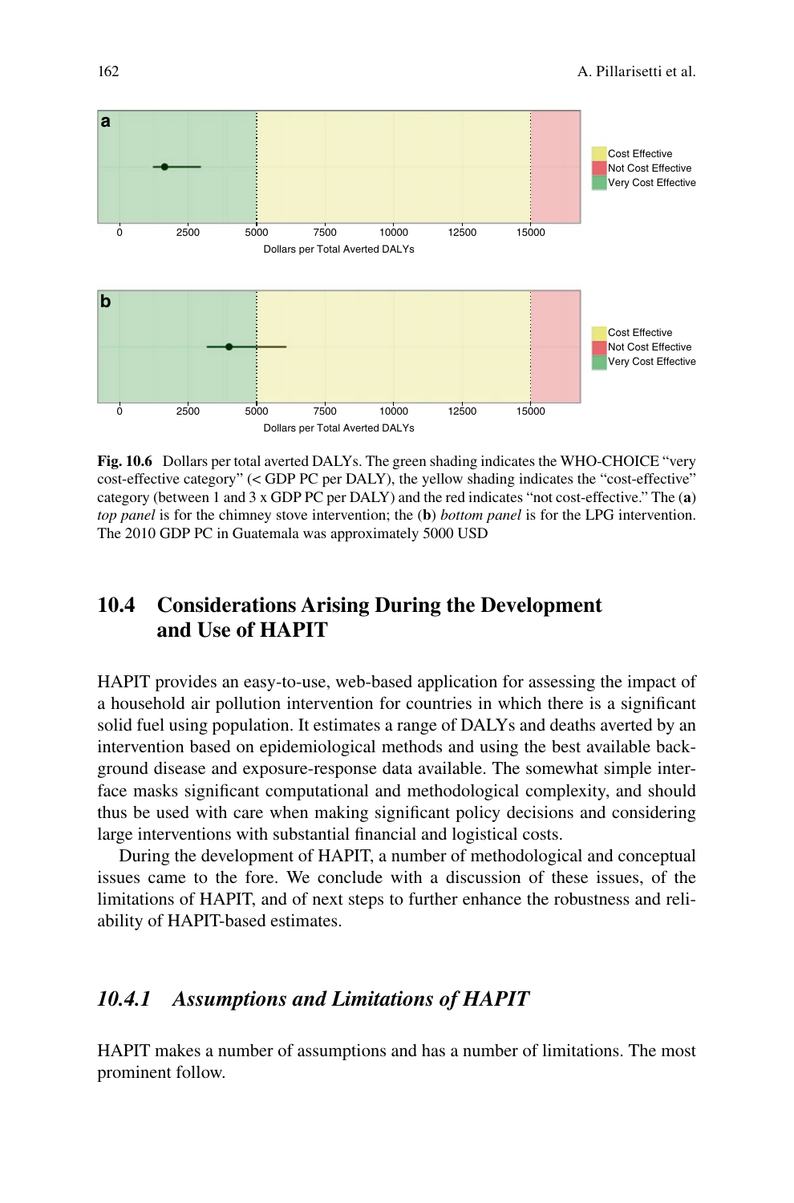Fig. 10.6 Dollars per total averted DALYs. The green shading indicates the WHO-CHOICE "very cost-effective category" (< GDP PC per DALY), the yellow shading indicates the "cost-effective" category (between 1 and 3 x GDP PC per DALY) and the red indicates "not cost-effective." The (**a**) *top panel* is for the chimney stove intervention; the (**b**) *bottom panel* is for the LPG intervention. The 2010 GDP PC in Guatemala was approximately 5000 USD

## 10.4 Considerations Arising During the Development and Use of HAPIT

HAPIT provides an easy-to-use, web-based application for assessing the impact of a household air pollution intervention for countries in which there is a significant solid fuel using population. It estimates a range of DALYs and deaths averted by an intervention based on epidemiological methods and using the best available background disease and exposure-response data available. The somewhat simple interface masks significant computational and methodological complexity, and should thus be used with care when making significant policy decisions and considering large interventions with substantial financial and logistical costs.

During the development of HAPIT, a number of methodological and conceptual issues came to the fore. We conclude with a discussion of these issues, of the limitations of HAPIT, and of next steps to further enhance the robustness and reliability of HAPIT-based estimates.

### *10.4.1 Assumptions and Limitations of HAPIT*

HAPIT makes a number of assumptions and has a number of limitations. The most prominent follow.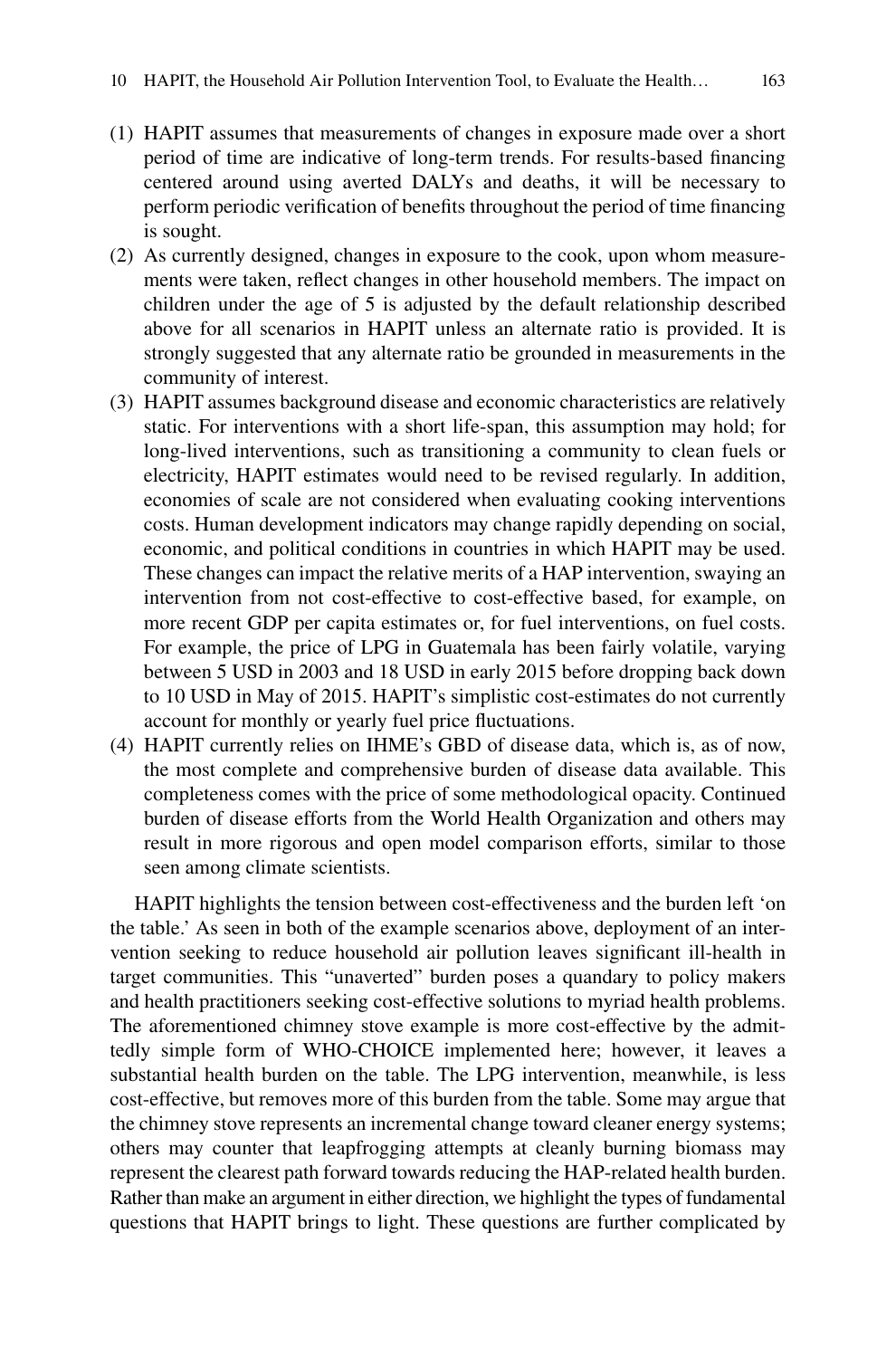(1) HAPIT assumes that measurements of changes in exposure made over a short period of time are indicative of long-term trends. For results-based financing centered around using averted DALYs and deaths, it will be necessary to perform periodic verification of benefits throughout the period of time financing is sought.
(2) As currently designed, changes in exposure to the cook, upon whom measurements were taken, reflect changes in other household members. The impact on children under the age of 5 is adjusted by the default relationship described above for all scenarios in HAPIT unless an alternate ratio is provided. It is strongly suggested that any alternate ratio be grounded in measurements in the community of interest.
(3) HAPIT assumes background disease and economic characteristics are relatively static. For interventions with a short life-span, this assumption may hold; for long-lived interventions, such as transitioning a community to clean fuels or electricity, HAPIT estimates would need to be revised regularly. In addition, economies of scale are not considered when evaluating cooking interventions costs. Human development indicators may change rapidly depending on social, economic, and political conditions in countries in which HAPIT may be used. These changes can impact the relative merits of a HAP intervention, swaying an intervention from not cost-effective to cost-effective based, for example, on more recent GDP per capita estimates or, for fuel interventions, on fuel costs. For example, the price of LPG in Guatemala has been fairly volatile, varying between 5 USD in 2003 and 18 USD in early 2015 before dropping back down to 10 USD in May of 2015. HAPIT's simplistic cost-estimates do not currently account for monthly or yearly fuel price fluctuations.
(4) HAPIT currently relies on IHME's GBD of disease data, which is, as of now, the most complete and comprehensive burden of disease data available. This completeness comes with the price of some methodological opacity. Continued burden of disease efforts from the World Health Organization and others may result in more rigorous and open model comparison efforts, similar to those seen among climate scientists.

HAPIT highlights the tension between cost-effectiveness and the burden left 'on the table.' As seen in both of the example scenarios above, deployment of an intervention seeking to reduce household air pollution leaves significant ill-health in target communities. This "unaverted" burden poses a quandary to policy makers and health practitioners seeking cost-effective solutions to myriad health problems. The aforementioned chimney stove example is more cost-effective by the admittedly simple form of WHO-CHOICE implemented here; however, it leaves a substantial health burden on the table. The LPG intervention, meanwhile, is less cost-effective, but removes more of this burden from the table. Some may argue that the chimney stove represents an incremental change toward cleaner energy systems; others may counter that leapfrogging attempts at cleanly burning biomass may represent the clearest path forward towards reducing the HAP-related health burden. Rather than make an argument in either direction, we highlight the types of fundamental questions that HAPIT brings to light. These questions are further complicated by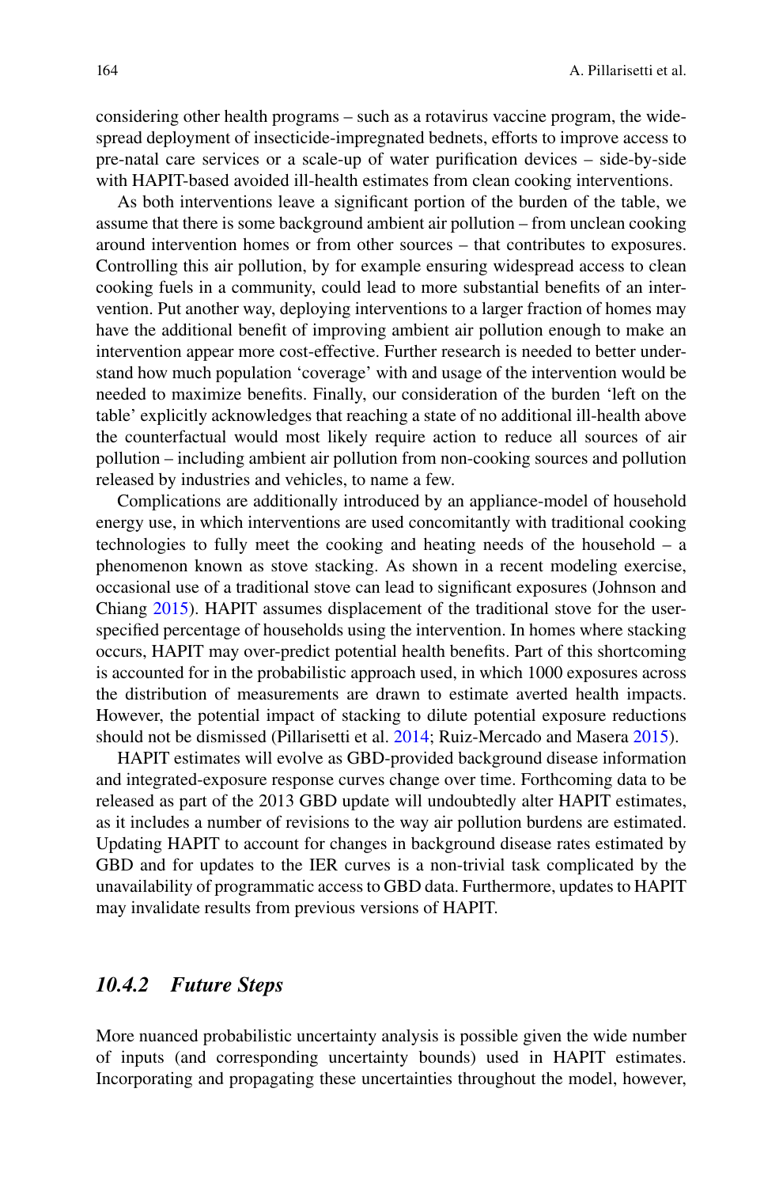considering other health programs – such as a rotavirus vaccine program, the widespread deployment of insecticide-impregnated bednets, efforts to improve access to pre-natal care services or a scale-up of water purification devices – side-by-side with HAPIT-based avoided ill-health estimates from clean cooking interventions.

As both interventions leave a significant portion of the burden of the table, we assume that there is some background ambient air pollution – from unclean cooking around intervention homes or from other sources – that contributes to exposures. Controlling this air pollution, by for example ensuring widespread access to clean cooking fuels in a community, could lead to more substantial benefits of an intervention. Put another way, deploying interventions to a larger fraction of homes may have the additional benefit of improving ambient air pollution enough to make an intervention appear more cost-effective. Further research is needed to better understand how much population 'coverage' with and usage of the intervention would be needed to maximize benefits. Finally, our consideration of the burden 'left on the table' explicitly acknowledges that reaching a state of no additional ill-health above the counterfactual would most likely require action to reduce all sources of air pollution – including ambient air pollution from non-cooking sources and pollution released by industries and vehicles, to name a few.

Complications are additionally introduced by an appliance-model of household energy use, in which interventions are used concomitantly with traditional cooking technologies to fully meet the cooking and heating needs of the household – a phenomenon known as stove stacking. As shown in a recent modeling exercise, occasional use of a traditional stove can lead to significant exposures (Johnson and Chiang 2015). HAPIT assumes displacement of the traditional stove for the user-specified percentage of households using the intervention. In homes where stacking occurs, HAPIT may over-predict potential health benefits. Part of this shortcoming is accounted for in the probabilistic approach used, in which 1000 exposures across the distribution of measurements are drawn to estimate averted health impacts. However, the potential impact of stacking to dilute potential exposure reductions should not be dismissed (Pillarisetti et al. 2014; Ruiz-Mercado and Masera 2015).

HAPIT estimates will evolve as GBD-provided background disease information and integrated-exposure response curves change over time. Forthcoming data to be released as part of the 2013 GBD update will undoubtedly alter HAPIT estimates, as it includes a number of revisions to the way air pollution burdens are estimated. Updating HAPIT to account for changes in background disease rates estimated by GBD and for updates to the IER curves is a non-trivial task complicated by the unavailability of programmatic access to GBD data. Furthermore, updates to HAPIT may invalidate results from previous versions of HAPIT.

### *10.4.2 Future Steps*

More nuanced probabilistic uncertainty analysis is possible given the wide number of inputs (and corresponding uncertainty bounds) used in HAPIT estimates. Incorporating and propagating these uncertainties throughout the model, however,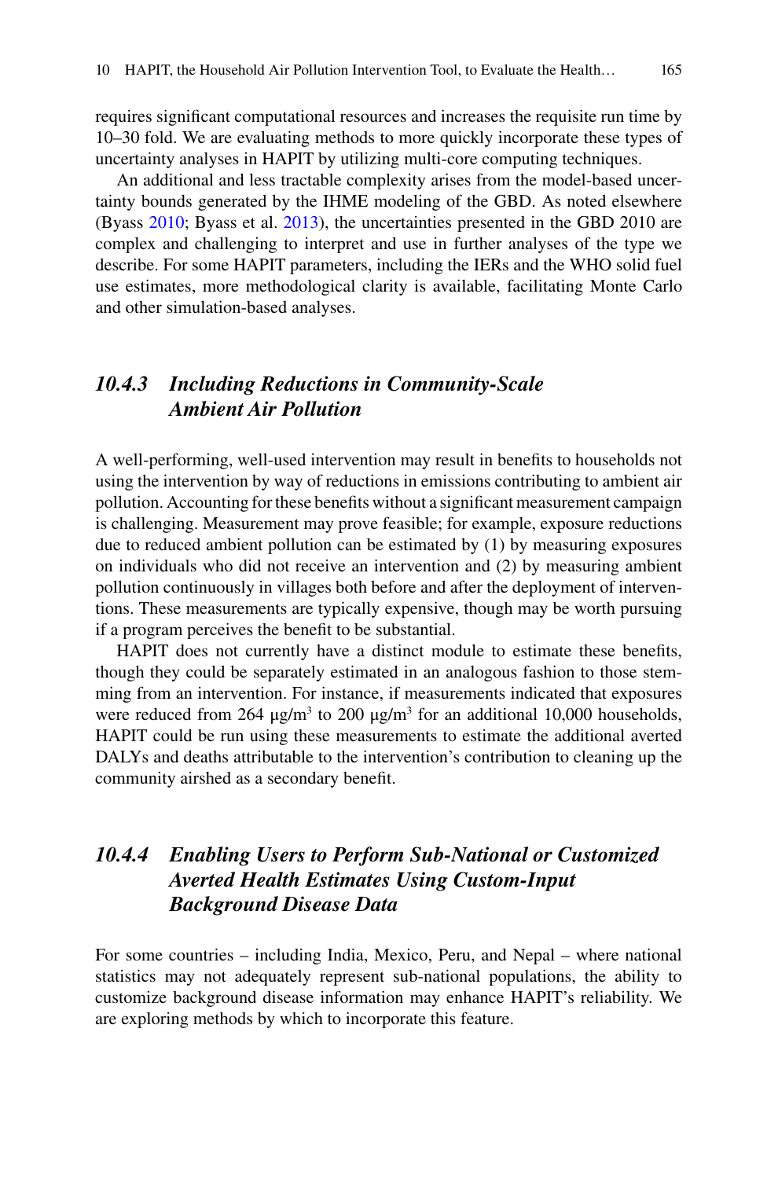requires significant computational resources and increases the requisite run time by 10–30 fold. We are evaluating methods to more quickly incorporate these types of uncertainty analyses in HAPIT by utilizing multi-core computing techniques.

An additional and less tractable complexity arises from the model-based uncertainty bounds generated by the IHME modeling of the GBD. As noted elsewhere (Byass 2010; Byass et al. 2013), the uncertainties presented in the GBD 2010 are complex and challenging to interpret and use in further analyses of the type we describe. For some HAPIT parameters, including the IERs and the WHO solid fuel use estimates, more methodological clarity is available, facilitating Monte Carlo and other simulation-based analyses.

### *10.4.3 Including Reductions in Community-Scale Ambient Air Pollution*

A well-performing, well-used intervention may result in benefits to households not using the intervention by way of reductions in emissions contributing to ambient air pollution. Accounting for these benefits without a significant measurement campaign is challenging. Measurement may prove feasible; for example, exposure reductions due to reduced ambient pollution can be estimated by (1) by measuring exposures on individuals who did not receive an intervention and (2) by measuring ambient pollution continuously in villages both before and after the deployment of interventions. These measurements are typically expensive, though may be worth pursuing if a program perceives the benefit to be substantial.

HAPIT does not currently have a distinct module to estimate these benefits, though they could be separately estimated in an analogous fashion to those stemming from an intervention. For instance, if measurements indicated that exposures were reduced from 264 $\mu g/m^3$ to 200 $\mu g/m^3$ for an additional 10,000 households, HAPIT could be run using these measurements to estimate the additional averted DALYs and deaths attributable to the intervention's contribution to cleaning up the community airshed as a secondary benefit.

### *10.4.4 Enabling Users to Perform Sub-National or Customized Averted Health Estimates Using Custom-Input Background Disease Data*

For some countries – including India, Mexico, Peru, and Nepal – where national statistics may not adequately represent sub-national populations, the ability to customize background disease information may enhance HAPIT's reliability. We are exploring methods by which to incorporate this feature.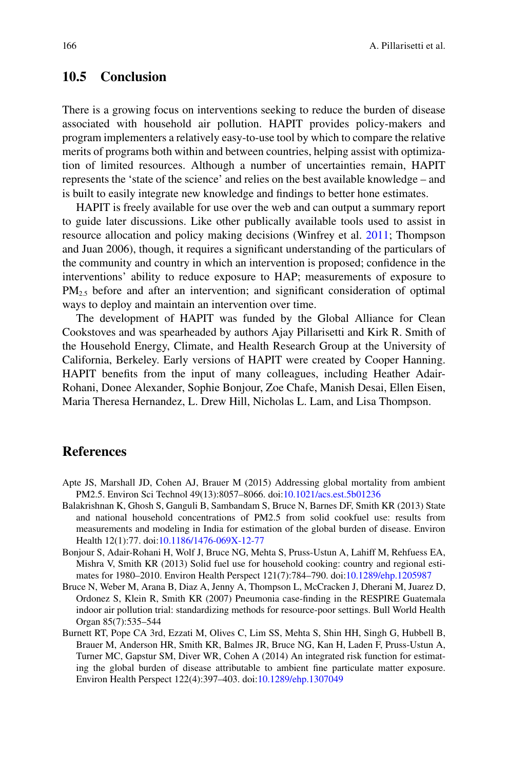## 10.5 Conclusion

There is a growing focus on interventions seeking to reduce the burden of disease associated with household air pollution. HAPIT provides policy-makers and program implementers a relatively easy-to-use tool by which to compare the relative merits of programs both within and between countries, helping assist with optimization of limited resources. Although a number of uncertainties remain, HAPIT represents the 'state of the science' and relies on the best available knowledge – and is built to easily integrate new knowledge and findings to better hone estimates.

HAPIT is freely available for use over the web and can output a summary report to guide later discussions. Like other publically available tools used to assist in resource allocation and policy making decisions (Winfrey et al. 2011; Thompson and Juan 2006), though, it requires a significant understanding of the particulars of the community and country in which an intervention is proposed; confidence in the interventions' ability to reduce exposure to HAP; measurements of exposure to $PM_{2.5}$ before and after an intervention; and significant consideration of optimal ways to deploy and maintain an intervention over time.

The development of HAPIT was funded by the Global Alliance for Clean Cookstoves and was spearheaded by authors Ajay Pillarisetti and Kirk R. Smith of the Household Energy, Climate, and Health Research Group at the University of California, Berkeley. Early versions of HAPIT were created by Cooper Hanning. HAPIT benefits from the input of many colleagues, including Heather Adair-Rohani, Donee Alexander, Sophie Bonjour, Zoe Chafe, Manish Desai, Ellen Eisen, Maria Theresa Hernandez, L. Drew Hill, Nicholas L. Lam, and Lisa Thompson.

## References

Apte JS, Marshall JD, Cohen AJ, Brauer M (2015) Addressing global mortality from ambient PM2.5. Environ Sci Technol 49(13):8057–8066. doi:10.1021/acs.est.5b01236

Balakrishnan K, Ghosh S, Ganguli B, Sambandam S, Bruce N, Barnes DF, Smith KR (2013) State and national household concentrations of PM2.5 from solid cookfuel use: results from measurements and modeling in India for estimation of the global burden of disease. Environ Health 12(1):77. doi:10.1186/1476-069X-12-77

Bonjour S, Adair-Rohani H, Wolf J, Bruce NG, Mehta S, Pruss-Ustun A, Lahiff M, Rehfuess EA, Mishra V, Smith KR (2013) Solid fuel use for household cooking: country and regional estimates for 1980–2010. Environ Health Perspect 121(7):784–790. doi:10.1289/ehp.1205987

Bruce N, Weber M, Arana B, Diaz A, Jenny A, Thompson L, McCracken J, Dherani M, Juarez D, Ordonez S, Klein R, Smith KR (2007) Pneumonia case-finding in the RESPIRE Guatemala indoor air pollution trial: standardizing methods for resource-poor settings. Bull World Health Organ 85(7):535–544

Burnett RT, Pope CA 3rd, Ezzati M, Olives C, Lim SS, Mehta S, Shin HH, Singh G, Hubbell B, Brauer M, Anderson HR, Smith KR, Balmes JR, Bruce NG, Kan H, Laden F, Pruss-Ustun A, Turner MC, Gapstur SM, Diver WR, Cohen A (2014) An integrated risk function for estimating the global burden of disease attributable to ambient fine particulate matter exposure. Environ Health Perspect 122(4):397–403. doi:10.1289/ehp.1307049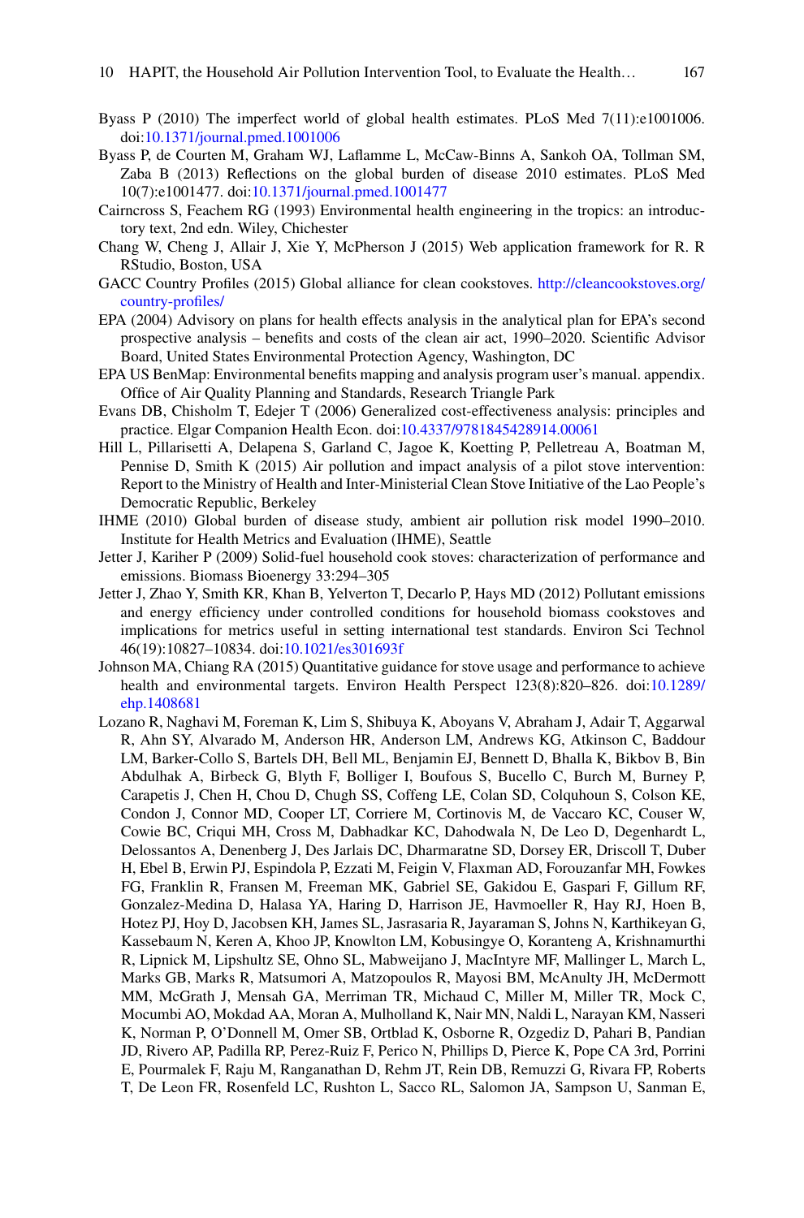Byass P (2010) The imperfect world of global health estimates. PLoS Med 7(11):e1001006. doi:10.1371/journal.pmed.1001006

Byass P, de Courten M, Graham WJ, Laflamme L, McCaw-Binns A, Sankoh OA, Tollman SM, Zaba B (2013) Reflections on the global burden of disease 2010 estimates. PLoS Med 10(7):e1001477. doi:10.1371/journal.pmed.1001477

Cairncross S, Feachem RG (1993) Environmental health engineering in the tropics: an introductory text, 2nd edn. Wiley, Chichester

Chang W, Cheng J, Allair J, Xie Y, McPherson J (2015) Web application framework for R. R RStudio, Boston, USA

GACC Country Profiles (2015) Global alliance for clean cookstoves. http://cleancookstoves.org/country-profiles/

EPA (2004) Advisory on plans for health effects analysis in the analytical plan for EPA's second prospective analysis – benefits and costs of the clean air act, 1990–2020. Scientific Advisor Board, United States Environmental Protection Agency, Washington, DC

EPA US BenMap: Environmental benefits mapping and analysis program user's manual. appendix. Office of Air Quality Planning and Standards, Research Triangle Park

Evans DB, Chisholm T, Edejer T (2006) Generalized cost-effectiveness analysis: principles and practice. Elgar Companion Health Econ. doi:10.4337/9781845428914.00061

Hill L, Pillarisetti A, Delapena S, Garland C, Jagoe K, Koetting P, Pelletreau A, Boatman M, Pennise D, Smith K (2015) Air pollution and impact analysis of a pilot stove intervention: Report to the Ministry of Health and Inter-Ministerial Clean Stove Initiative of the Lao People's Democratic Republic, Berkeley

IHME (2010) Global burden of disease study, ambient air pollution risk model 1990–2010. Institute for Health Metrics and Evaluation (IHME), Seattle

Jetter J, Kariher P (2009) Solid-fuel household cook stoves: characterization of performance and emissions. Biomass Bioenergy 33:294–305

Jetter J, Zhao Y, Smith KR, Khan B, Yelverton T, Decarlo P, Hays MD (2012) Pollutant emissions and energy efficiency under controlled conditions for household biomass cookstoves and implications for metrics useful in setting international test standards. Environ Sci Technol 46(19):10827–10834. doi:10.1021/es301693f

Johnson MA, Chiang RA (2015) Quantitative guidance for stove usage and performance to achieve health and environmental targets. Environ Health Perspect 123(8):820–826. doi:10.1289/ehp.1408681

Lozano R, Naghavi M, Foreman K, Lim S, Shibuya K, Aboyans V, Abraham J, Adair T, Aggarwal R, Ahn SY, Alvarado M, Anderson HR, Anderson LM, Andrews KG, Atkinson C, Baddour LM, Barker-Collo S, Bartels DH, Bell ML, Benjamin EJ, Bennett D, Bhalla K, Bikbov B, Bin Abdulhak A, Birbeck G, Blyth F, Bolliger I, Boufous S, Bucello C, Burch M, Burney P, Carapetis J, Chen H, Chou D, Chugh SS, Coffeng LE, Colan SD, Colquhoun S, Colson KE, Condon J, Connor MD, Cooper LT, Corriere M, Cortinovis M, de Vaccaro KC, Couser W, Cowie BC, Criqui MH, Cross M, Dabhadkar KC, Dahodwala N, De Leo D, Degenhardt L, Delossantos A, Denenberg J, Des Jarlais DC, Dharmaratne SD, Dorsey ER, Driscoll T, Duber H, Ebel B, Erwin PJ, Espindola P, Ezzati M, Feigin V, Flaxman AD, Forouzanfar MH, Fowkes FG, Franklin R, Fransen M, Freeman MK, Gabriel SE, Gakidou E, Gaspari F, Gillum RF, Gonzalez-Medina D, Halasa YA, Haring D, Harrison JE, Havmoeller R, Hay RJ, Hoen B, Hotez PJ, Hoy D, Jacobsen KH, James SL, Jasrasaria R, Jayaraman S, Johns N, Karthikeyan G, Kassebaum N, Keren A, Khoo JP, Knowlton LM, Kobusingye O, Koranteng A, Krishnamurthi R, Lipnick M, Lipshultz SE, Ohno SL, Mabweijano J, MacIntyre MF, Mallinger L, March L, Marks GB, Marks R, Matsumori A, Matzopoulos R, Mayosi BM, McAnulty JH, McDermott MM, McGrath J, Mensah GA, Merriman TR, Michaud C, Miller M, Miller TR, Mock C, Mocumbi AO, Mokdad AA, Moran A, Mulholland K, Nair MN, Naldi L, Narayan KM, Nasseri K, Norman P, O'Donnell M, Omer SB, Ortblad K, Osborne R, Ozgediz D, Pahari B, Pandian JD, Rivero AP, Padilla RP, Perez-Ruiz F, Perico N, Phillips D, Pierce K, Pope CA 3rd, Porrini E, Pourmalek F, Raju M, Ranganathan D, Rehm JT, Rein DB, Remuzzi G, Rivara FP, Roberts T, De Leon FR, Rosenfeld LC, Rushton L, Sacco RL, Salomon JA, Sampson U, Sanman E,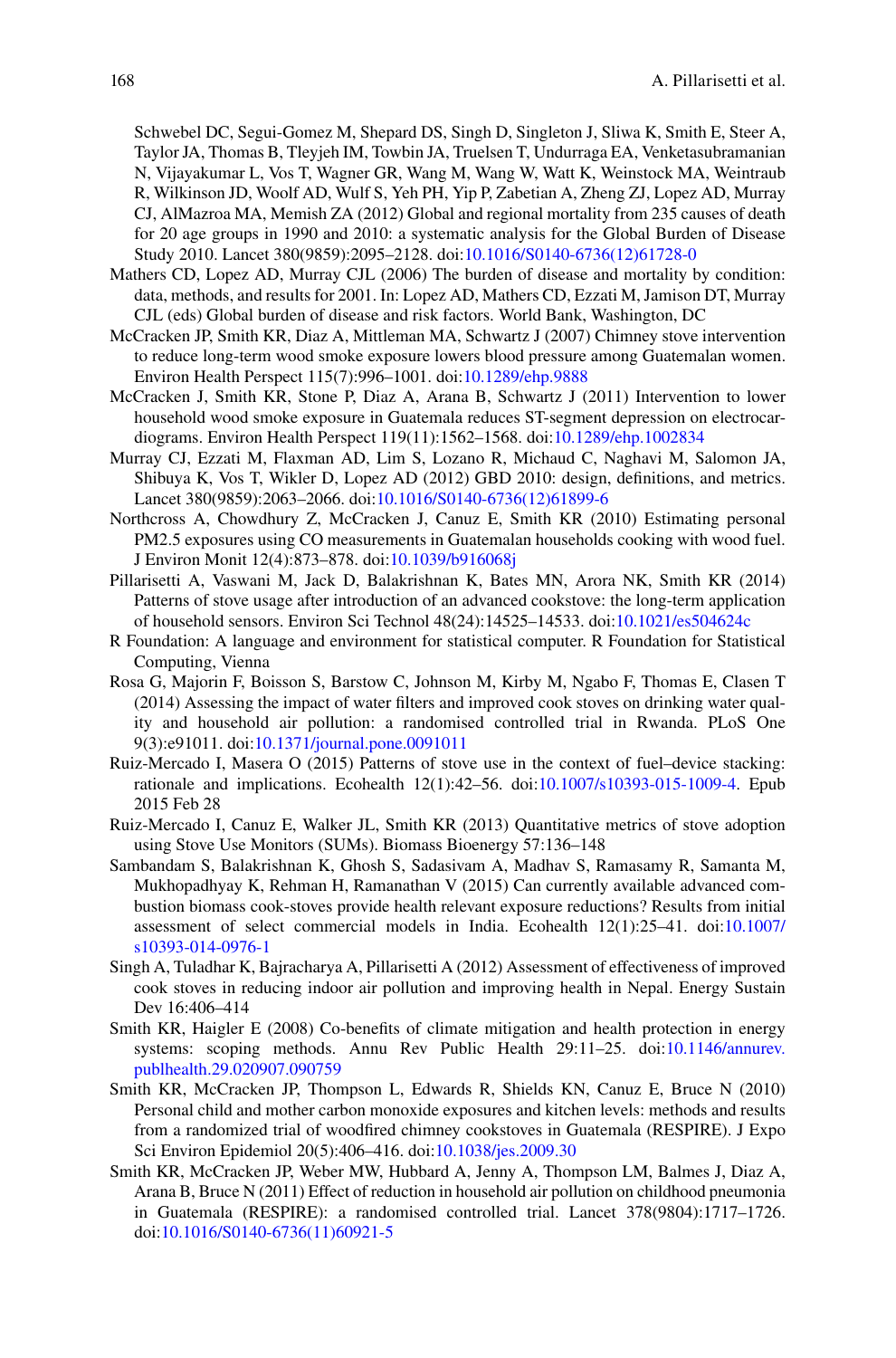Schwebel DC, Segui-Gomez M, Shepard DS, Singh D, Singleton J, Sliwa K, Smith E, Steer A, Taylor JA, Thomas B, Tleyjeh IM, Towbin JA, Truelsen T, Undurraga EA, Venketasubramanian N, Vijayakumar L, Vos T, Wagner GR, Wang M, Wang W, Watt K, Weinstock MA, Weintraub R, Wilkinson JD, Woolf AD, Wulf S, Yeh PH, Yip P, Zabetian A, Zheng ZJ, Lopez AD, Murray CJ, AlMazroa MA, Memish ZA (2012) Global and regional mortality from 235 causes of death for 20 age groups in 1990 and 2010: a systematic analysis for the Global Burden of Disease Study 2010. Lancet 380(9859):2095–2128. doi:10.1016/S0140-6736(12)61728-0

Mathers CD, Lopez AD, Murray CJL (2006) The burden of disease and mortality by condition: data, methods, and results for 2001. In: Lopez AD, Mathers CD, Ezzati M, Jamison DT, Murray CJL (eds) Global burden of disease and risk factors. World Bank, Washington, DC

McCracken JP, Smith KR, Diaz A, Mittleman MA, Schwartz J (2007) Chimney stove intervention to reduce long-term wood smoke exposure lowers blood pressure among Guatemalan women. Environ Health Perspect 115(7):996–1001. doi:10.1289/ehp.9888

McCracken J, Smith KR, Stone P, Diaz A, Arana B, Schwartz J (2011) Intervention to lower household wood smoke exposure in Guatemala reduces ST-segment depression on electrocardiograms. Environ Health Perspect 119(11):1562–1568. doi:10.1289/ehp.1002834

Murray CJ, Ezzati M, Flaxman AD, Lim S, Lozano R, Michaud C, Naghavi M, Salomon JA, Shibuya K, Vos T, Wikler D, Lopez AD (2012) GBD 2010: design, definitions, and metrics. Lancet 380(9859):2063–2066. doi:10.1016/S0140-6736(12)61899-6

Northcross A, Chowdhury Z, McCracken J, Canuz E, Smith KR (2010) Estimating personal PM2.5 exposures using CO measurements in Guatemalan households cooking with wood fuel. J Environ Monit 12(4):873–878. doi:10.1039/b916068j

Pillarisetti A, Vaswani M, Jack D, Balakrishnan K, Bates MN, Arora NK, Smith KR (2014) Patterns of stove usage after introduction of an advanced cookstove: the long-term application of household sensors. Environ Sci Technol 48(24):14525–14533. doi:10.1021/es504624c

R Foundation: A language and environment for statistical computer. R Foundation for Statistical Computing, Vienna

Rosa G, Majorin F, Boisson S, Barstow C, Johnson M, Kirby M, Ngabo F, Thomas E, Clasen T (2014) Assessing the impact of water filters and improved cook stoves on drinking water quality and household air pollution: a randomised controlled trial in Rwanda. PLoS One 9(3):e91011. doi:10.1371/journal.pone.0091011

Ruiz-Mercado I, Masera O (2015) Patterns of stove use in the context of fuel–device stacking: rationale and implications. Ecohealth 12(1):42–56. doi:10.1007/s10393-015-1009-4. Epub 2015 Feb 28

Ruiz-Mercado I, Canuz E, Walker JL, Smith KR (2013) Quantitative metrics of stove adoption using Stove Use Monitors (SUMs). Biomass Bioenergy 57:136–148

Sambandam S, Balakrishnan K, Ghosh S, Sadasivam A, Madhav S, Ramasamy R, Samanta M, Mukhopadhyay K, Rehman H, Ramanathan V (2015) Can currently available advanced combustion biomass cook-stoves provide health relevant exposure reductions? Results from initial assessment of select commercial models in India. Ecohealth 12(1):25–41. doi:10.1007/s10393-014-0976-1

Singh A, Tuladhar K, Bajracharya A, Pillarisetti A (2012) Assessment of effectiveness of improved cook stoves in reducing indoor air pollution and improving health in Nepal. Energy Sustain Dev 16:406–414

Smith KR, Haigler E (2008) Co-benefits of climate mitigation and health protection in energy systems: scoping methods. Annu Rev Public Health 29:11–25. doi:10.1146/annurev.publhealth.29.020907.090759

Smith KR, McCracken JP, Thompson L, Edwards R, Shields KN, Canuz E, Bruce N (2010) Personal child and mother carbon monoxide exposures and kitchen levels: methods and results from a randomized trial of woodfired chimney cookstoves in Guatemala (RESPIRE). J Expo Sci Environ Epidemiol 20(5):406–416. doi:10.1038/jes.2009.30

Smith KR, McCracken JP, Weber MW, Hubbard A, Jenny A, Thompson LM, Balmes J, Diaz A, Arana B, Bruce N (2011) Effect of reduction in household air pollution on childhood pneumonia in Guatemala (RESPIRE): a randomised controlled trial. Lancet 378(9804):1717–1726. doi:10.1016/S0140-6736(11)60921-5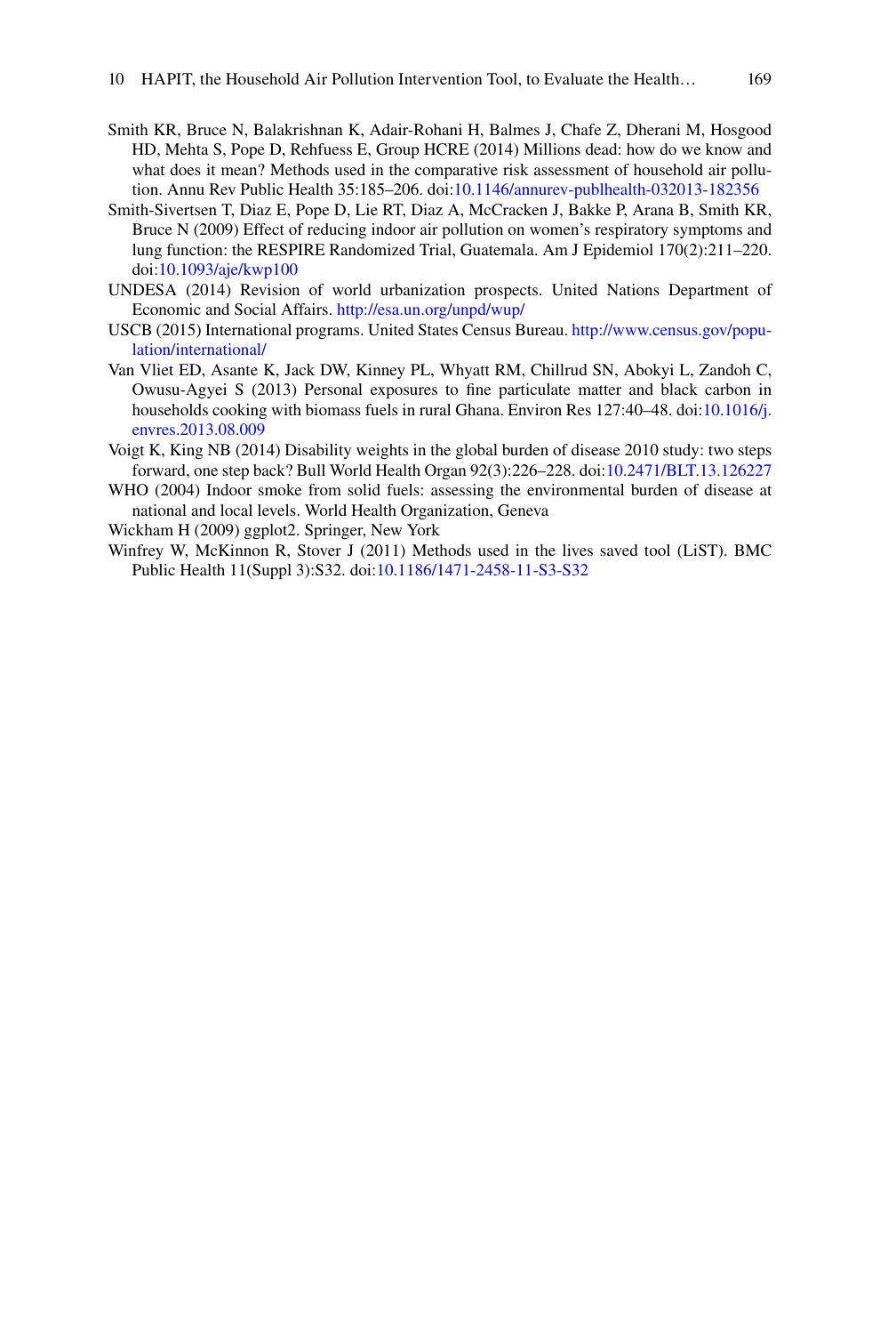Smith KR, Bruce N, Balakrishnan K, Adair-Rohani H, Balmes J, Chafe Z, Dherani M, Hosgood HD, Mehta S, Pope D, Rehfuess E, Group HCRE (2014) Millions dead: how do we know and what does it mean? Methods used in the comparative risk assessment of household air pollution. Annu Rev Public Health 35:185–206. doi:10.1146/annurev-publhealth-032013-182356

Smith-Sivertsen T, Diaz E, Pope D, Lie RT, Diaz A, McCracken J, Bakke P, Arana B, Smith KR, Bruce N (2009) Effect of reducing indoor air pollution on women's respiratory symptoms and lung function: the RESPIRE Randomized Trial, Guatemala. Am J Epidemiol 170(2):211–220. doi:10.1093/aje/kwp100

UNDESA (2014) Revision of world urbanization prospects. United Nations Department of Economic and Social Affairs. http://esa.un.org/unpd/wup/

USCB (2015) International programs. United States Census Bureau. http://www.census.gov/population/international/

Van Vliet ED, Asante K, Jack DW, Kinney PL, Whyatt RM, Chillrud SN, Abokyi L, Zandoh C, Owusu-Agyei S (2013) Personal exposures to fine particulate matter and black carbon in households cooking with biomass fuels in rural Ghana. Environ Res 127:40–48. doi:10.1016/j.envres.2013.08.009

Voigt K, King NB (2014) Disability weights in the global burden of disease 2010 study: two steps forward, one step back? Bull World Health Organ 92(3):226–228. doi:10.2471/BLT.13.126227

WHO (2004) Indoor smoke from solid fuels: assessing the environmental burden of disease at national and local levels. World Health Organization, Geneva

Wickham H (2009) ggplot2. Springer, New York

Winfrey W, McKinnon R, Stover J (2011) Methods used in the lives saved tool (LiST). BMC Public Health 11(Suppl 3):S32. doi:10.1186/1471-2458-11-S3-S32